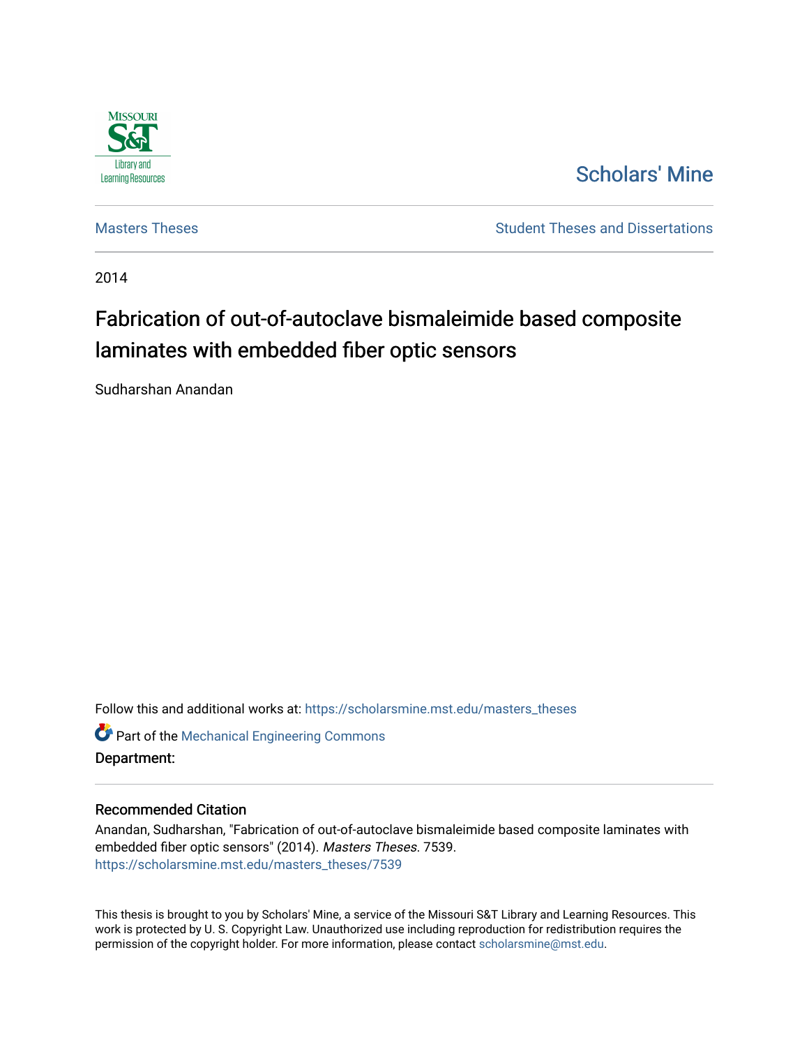Scholars' Mine

Masters Theses

Student Theses and Dissertations

2014

# Fabrication of out-of-autoclave bismaleimide based composite laminates with embedded fiber optic sensors

Sudharshan Anandan

Follow this and additional works at: https://scholarsmine.mst.edu/masters_theses

Part of the Mechanical Engineering Commons

**Department:**

## Recommended Citation

Anandan, Sudharshan, "Fabrication of out-of-autoclave bismaleimide based composite laminates with embedded fiber optic sensors" (2014). *Masters Theses*. 7539.
https://scholarsmine.mst.edu/masters_theses/7539

This thesis is brought to you by Scholars' Mine, a service of the Missouri S&T Library and Learning Resources. This work is protected by U. S. Copyright Law. Unauthorized use including reproduction for redistribution requires the permission of the copyright holder. For more information, please contact scholarsmine@mst.edu.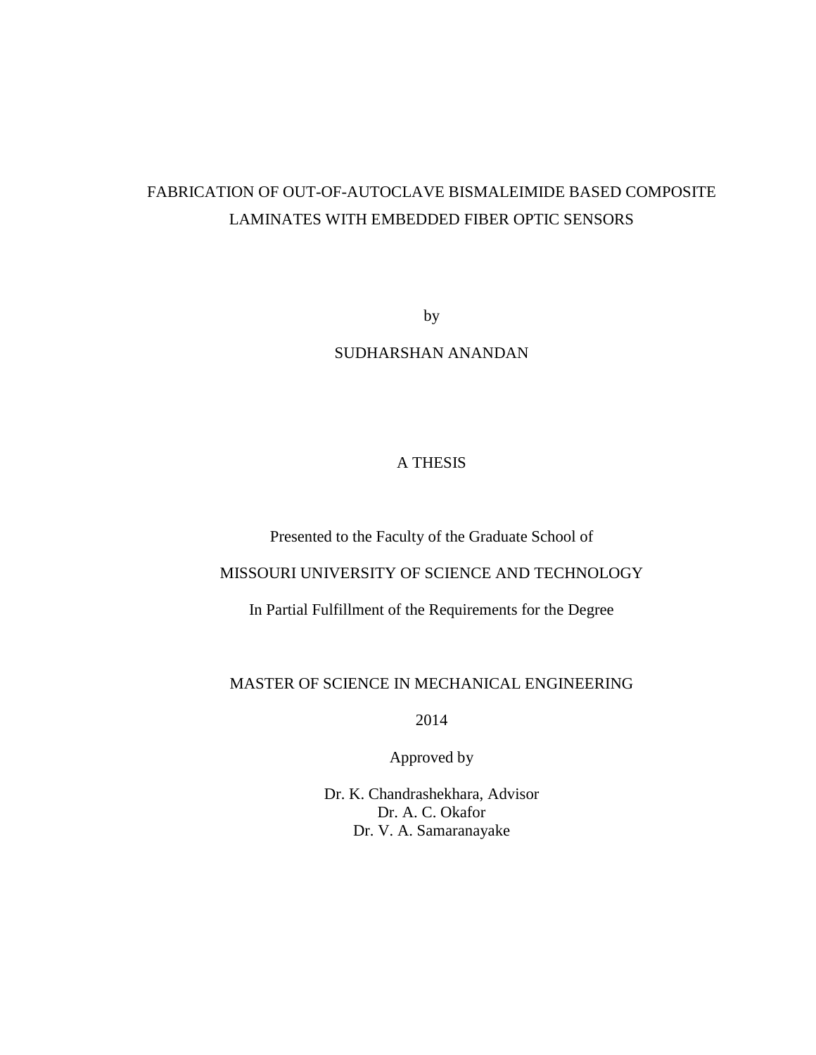# FABRICATION OF OUT-OF-AUTOCLAVE BISMALEIMIDE BASED COMPOSITE LAMINATES WITH EMBEDDED FIBER OPTIC SENSORS

by

SUDHARSHAN ANANDAN

A THESIS

Presented to the Faculty of the Graduate School of

MISSOURI UNIVERSITY OF SCIENCE AND TECHNOLOGY

In Partial Fulfillment of the Requirements for the Degree

MASTER OF SCIENCE IN MECHANICAL ENGINEERING

2014

Approved by

Dr. K. Chandrashekhara, Advisor
Dr. A. C. Okafor
Dr. V. A. Samaranayake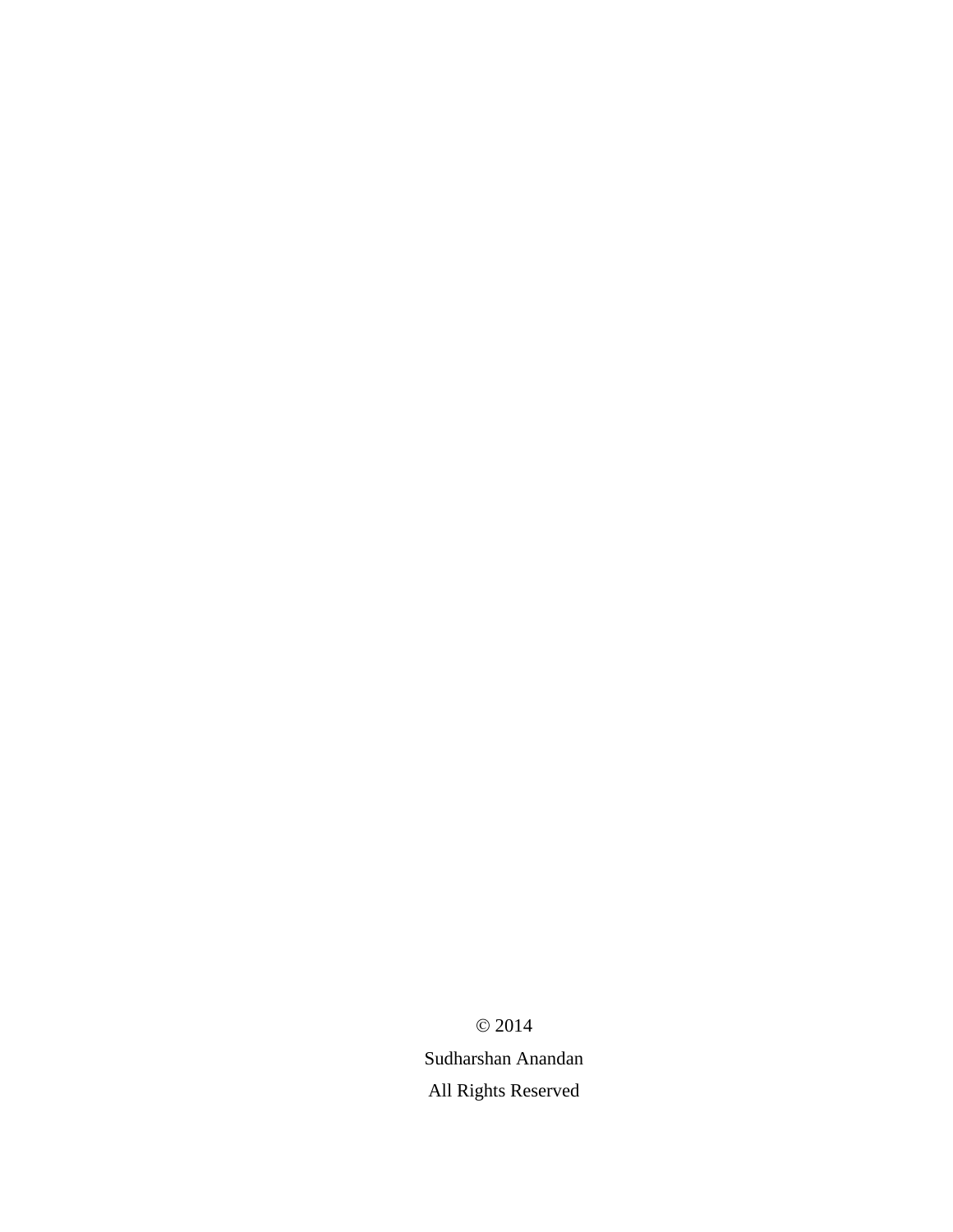© 2014

Sudharshan Anandan

All Rights Reserved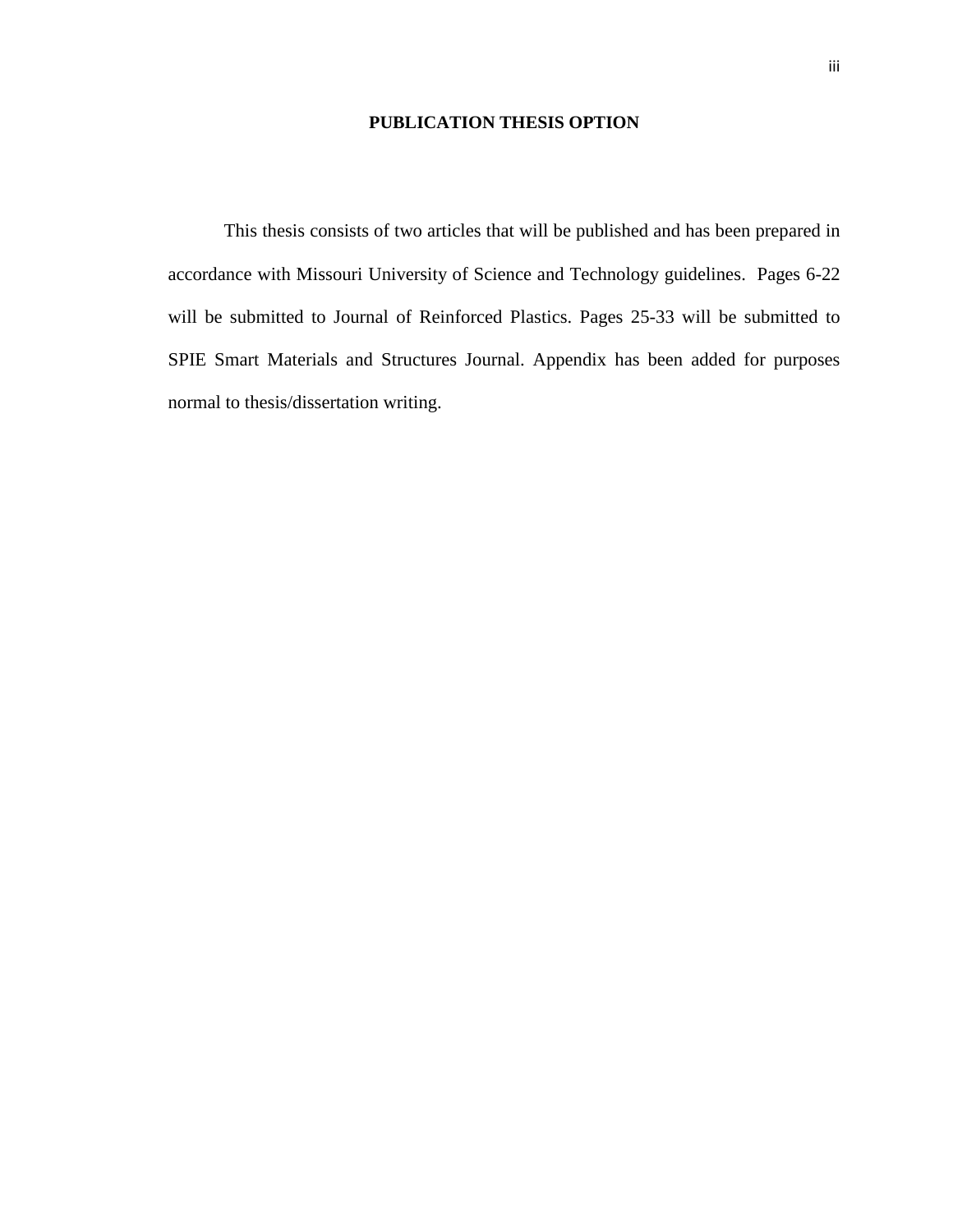# PUBLICATION THESIS OPTION

This thesis consists of two articles that will be published and has been prepared in accordance with Missouri University of Science and Technology guidelines. Pages 6-22 will be submitted to Journal of Reinforced Plastics. Pages 25-33 will be submitted to SPIE Smart Materials and Structures Journal. Appendix has been added for purposes normal to thesis/dissertation writing.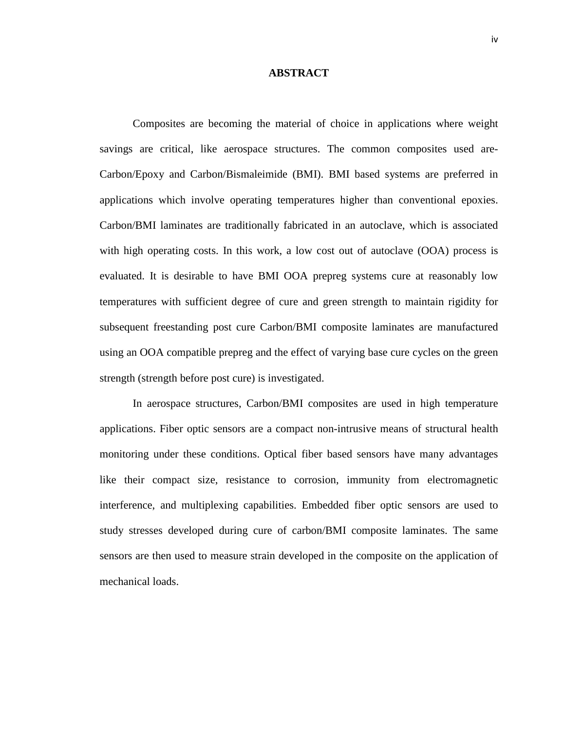# ABSTRACT

Composites are becoming the material of choice in applications where weight savings are critical, like aerospace structures. The common composites used are-Carbon/Epoxy and Carbon/Bismaleimide (BMI). BMI based systems are preferred in applications which involve operating temperatures higher than conventional epoxies. Carbon/BMI laminates are traditionally fabricated in an autoclave, which is associated with high operating costs. In this work, a low cost out of autoclave (OOA) process is evaluated. It is desirable to have BMI OOA prepreg systems cure at reasonably low temperatures with sufficient degree of cure and green strength to maintain rigidity for subsequent freestanding post cure Carbon/BMI composite laminates are manufactured using an OOA compatible prepreg and the effect of varying base cure cycles on the green strength (strength before post cure) is investigated.

In aerospace structures, Carbon/BMI composites are used in high temperature applications. Fiber optic sensors are a compact non-intrusive means of structural health monitoring under these conditions. Optical fiber based sensors have many advantages like their compact size, resistance to corrosion, immunity from electromagnetic interference, and multiplexing capabilities. Embedded fiber optic sensors are used to study stresses developed during cure of carbon/BMI composite laminates. The same sensors are then used to measure strain developed in the composite on the application of mechanical loads.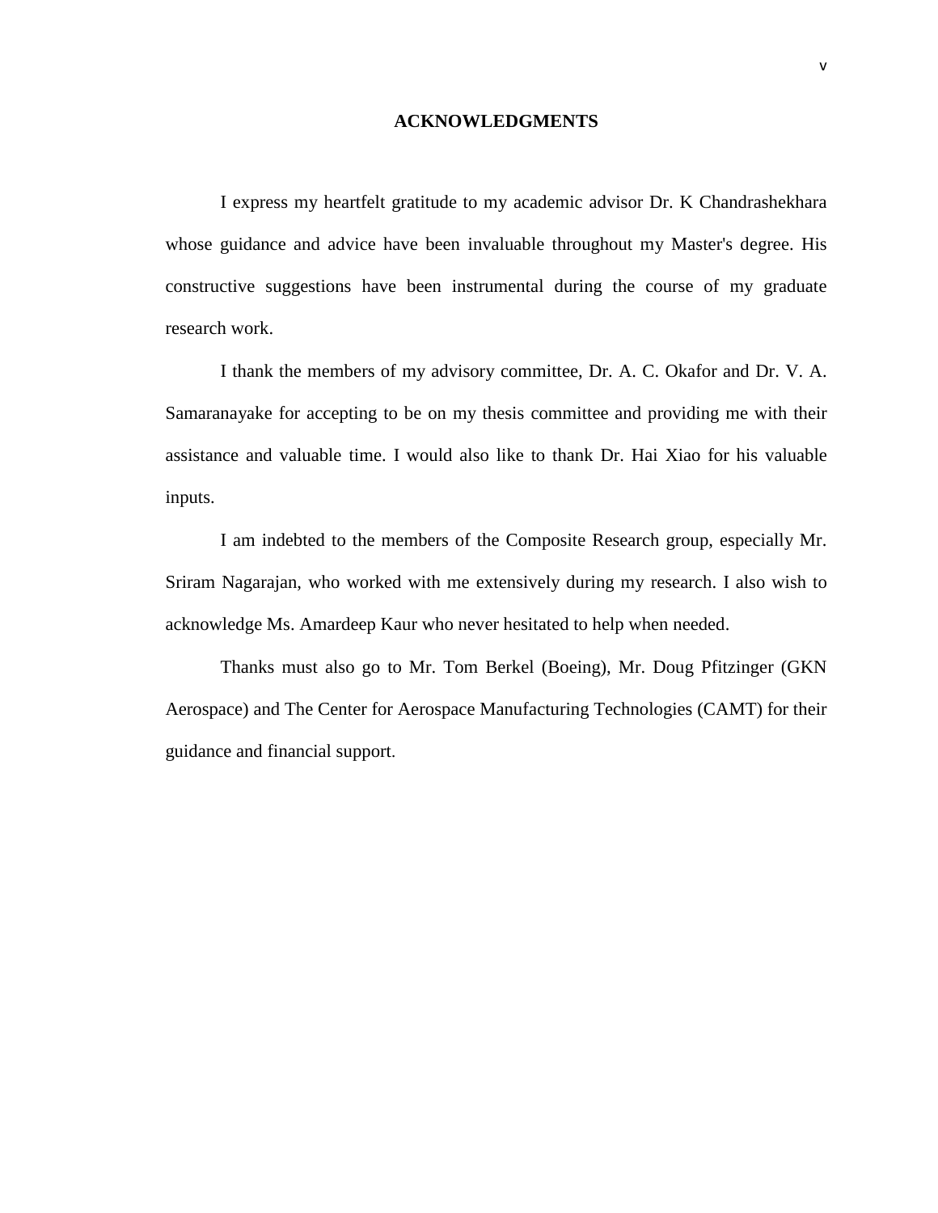# ACKNOWLEDGMENTS

I express my heartfelt gratitude to my academic advisor Dr. K Chandrashekhara whose guidance and advice have been invaluable throughout my Master's degree. His constructive suggestions have been instrumental during the course of my graduate research work.

I thank the members of my advisory committee, Dr. A. C. Okafor and Dr. V. A. Samaranayake for accepting to be on my thesis committee and providing me with their assistance and valuable time. I would also like to thank Dr. Hai Xiao for his valuable inputs.

I am indebted to the members of the Composite Research group, especially Mr. Sriram Nagarajan, who worked with me extensively during my research. I also wish to acknowledge Ms. Amardeep Kaur who never hesitated to help when needed.

Thanks must also go to Mr. Tom Berkel (Boeing), Mr. Doug Pfitzinger (GKN Aerospace) and The Center for Aerospace Manufacturing Technologies (CAMT) for their guidance and financial support.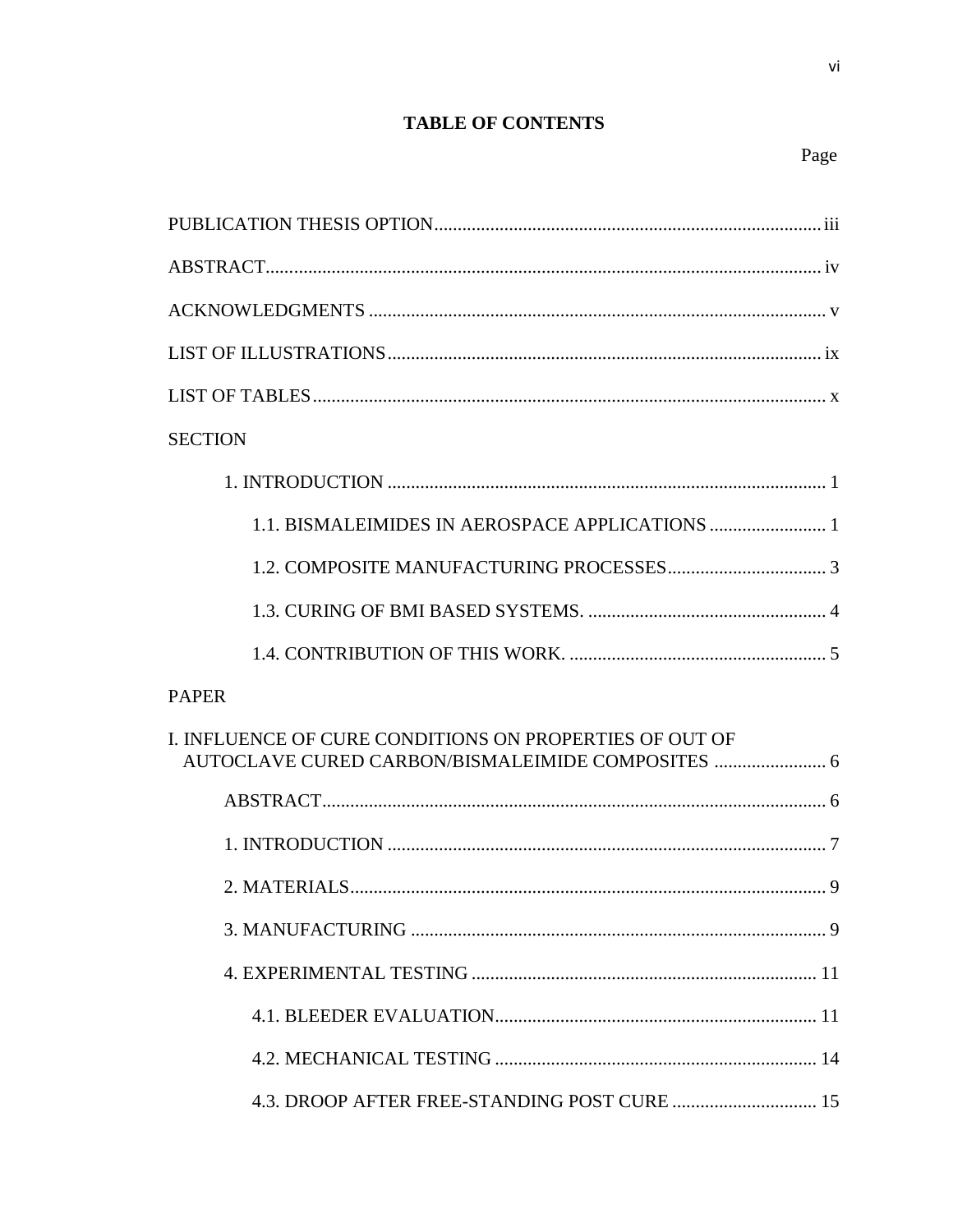## TABLE OF CONTENTS

Page

PUBLICATION THESIS OPTION .................................................................................. iii

ABSTRACT ..................................................................................................................... iv

ACKNOWLEDGMENTS ................................................................................................. v

LIST OF ILLUSTRATIONS ............................................................................................ ix

LIST OF TABLES ............................................................................................................ x

SECTION

1. INTRODUCTION ............................................................................................ 1

1.1. BISMALEIMIDES IN AEROSPACE APPLICATIONS ......................... 1

1.2. COMPOSITE MANUFACTURING PROCESSES .................................. 3

1.3. CURING OF BMI BASED SYSTEMS. .................................................. 4

1.4. CONTRIBUTION OF THIS WORK. ....................................................... 5

PAPER

I. INFLUENCE OF CURE CONDITIONS ON PROPERTIES OF OUT OF AUTOCLAVE CURED CARBON/BISMALEIMIDE COMPOSITES ........................ 6

ABSTRACT ........................................................................................................... 6

1. INTRODUCTION ............................................................................................ 7

2. MATERIALS ..................................................................................................... 9

3. MANUFACTURING ........................................................................................ 9

4. EXPERIMENTAL TESTING ......................................................................... 11

4.1. BLEEDER EVALUATION ..................................................................... 11

4.2. MECHANICAL TESTING ..................................................................... 14

4.3. DROOP AFTER FREE-STANDING POST CURE ............................... 15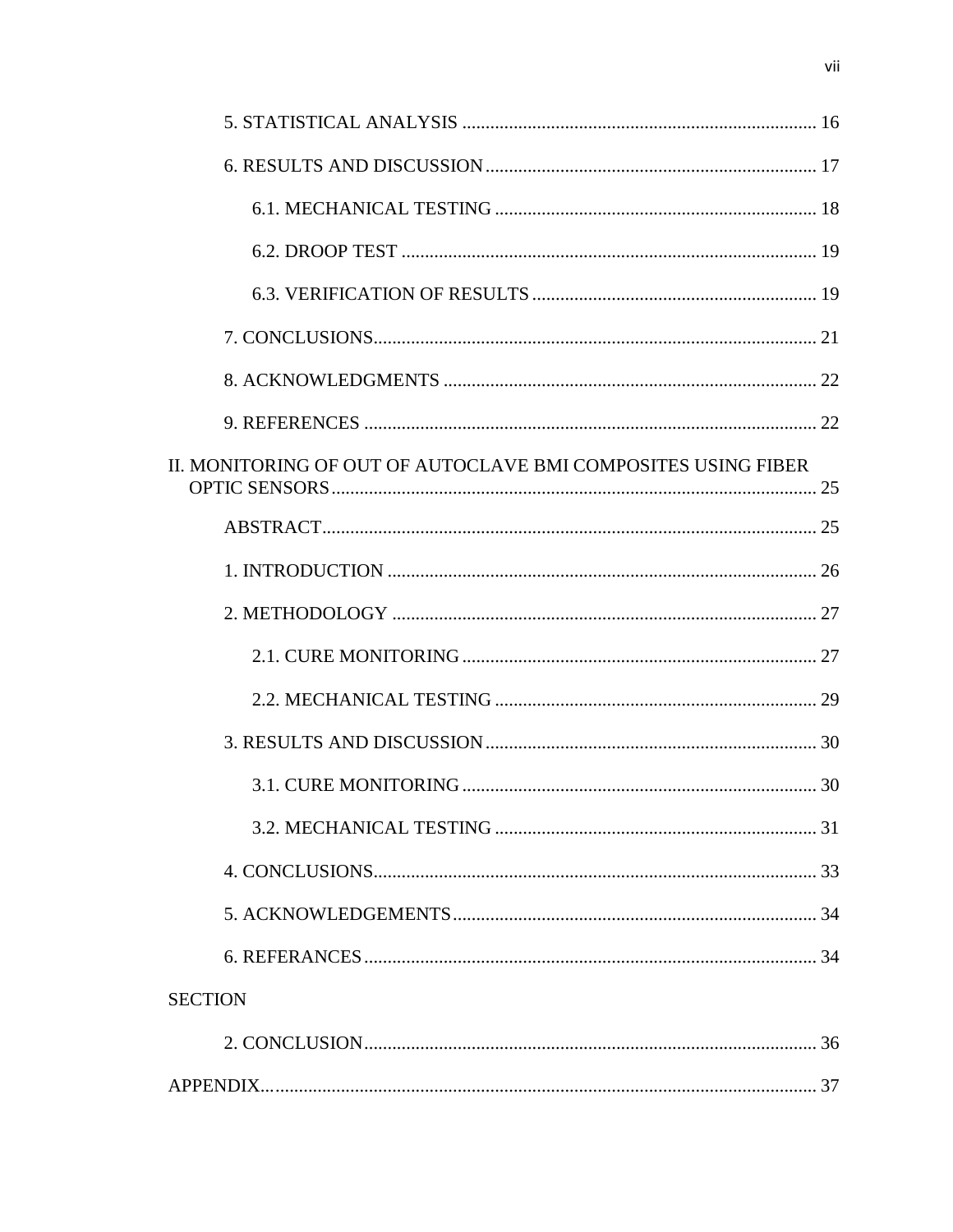5. STATISTICAL ANALYSIS ........................................................................... 16

6. RESULTS AND DISCUSSION ...................................................................... 17

6.1. MECHANICAL TESTING .................................................................... 18

6.2. DROOP TEST ........................................................................................ 19

6.3. VERIFICATION OF RESULTS ............................................................ 19

7. CONCLUSIONS .............................................................................................. 21

8. ACKNOWLEDGMENTS ............................................................................... 22

9. REFERENCES ................................................................................................ 22

II. MONITORING OF OUT OF AUTOCLAVE BMI COMPOSITES USING FIBER OPTIC SENSORS ....................................................................................................... 25

ABSTRACT ......................................................................................................... 25

1. INTRODUCTION ........................................................................................... 26

2. METHODOLOGY .......................................................................................... 27

2.1. CURE MONITORING ........................................................................... 27

2.2. MECHANICAL TESTING .................................................................... 29

3. RESULTS AND DISCUSSION ...................................................................... 30

3.1. CURE MONITORING ........................................................................... 30

3.2. MECHANICAL TESTING .................................................................... 31

4. CONCLUSIONS .............................................................................................. 33

5. ACKNOWLEDGEMENTS ............................................................................. 34

6. REFERANCES ................................................................................................ 34

SECTION

2. CONCLUSION ................................................................................................ 36

APPENDIX ..................................................................................................................... 37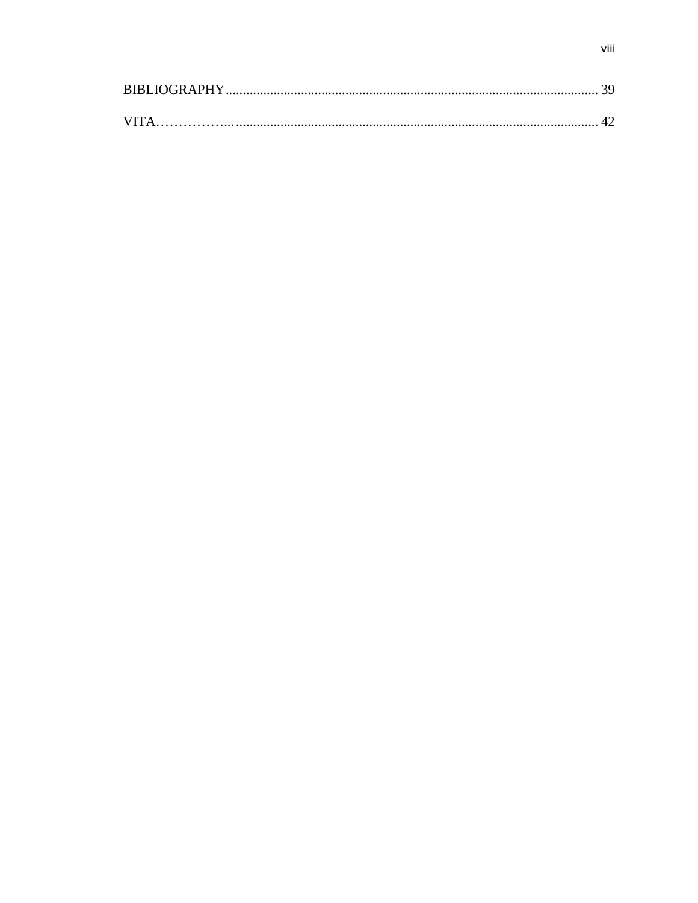BIBLIOGRAPHY............................................................................................................ 39

VITA……………... ........................................................................................................... 42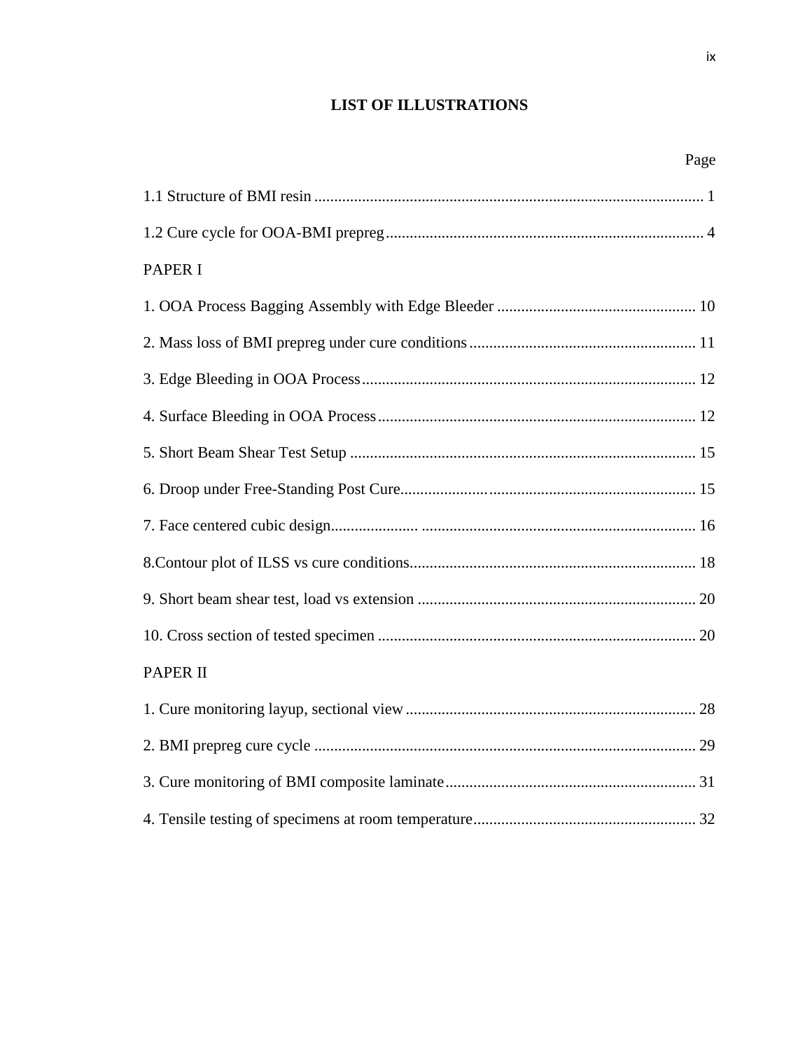## LIST OF ILLUSTRATIONS

Page

1.1 Structure of BMI resin ........................................................................................ 1

1.2 Cure cycle for OOA-BMI prepreg ......................................................................... 4

PAPER I

1. OOA Process Bagging Assembly with Edge Bleeder ........................................... 10

2. Mass loss of BMI prepreg under cure conditions ................................................. 11

3. Edge Bleeding in OOA Process ............................................................................ 12

4. Surface Bleeding in OOA Process ........................................................................ 12

5. Short Beam Shear Test Setup ............................................................................... 15

6. Droop under Free-Standing Post Cure .................................................................. 15

7. Face centered cubic design.................................................................................... 16

8.Contour plot of ILSS vs cure conditions ................................................................ 18

9. Short beam shear test, load vs extension .............................................................. 20

10. Cross section of tested specimen ........................................................................ 20

PAPER II

1. Cure monitoring layup, sectional view ................................................................. 28

2. BMI prepreg cure cycle ........................................................................................ 29

3. Cure monitoring of BMI composite laminate ....................................................... 31

4. Tensile testing of specimens at room temperature ................................................ 32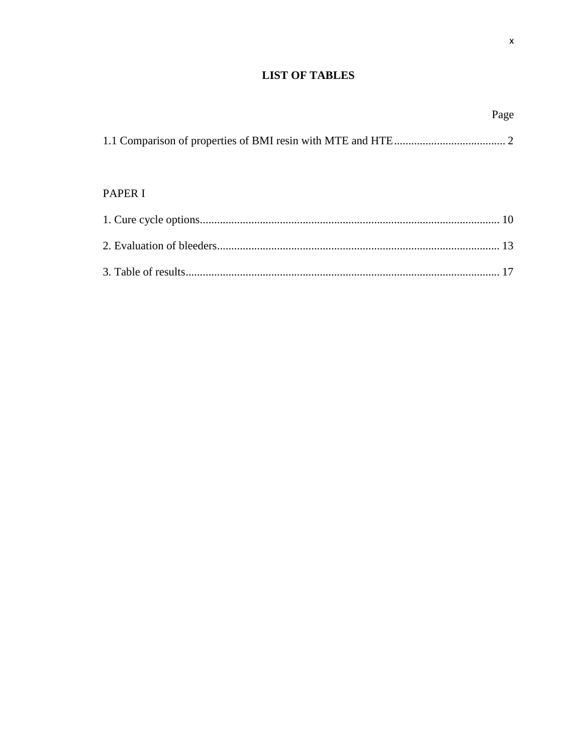# LIST OF TABLES

Page

1.1 Comparison of properties of BMI resin with MTE and HTE....................................... 2

PAPER I

1. Cure cycle options........................................................................................................ 10

2. Evaluation of bleeders.................................................................................................. 13

3. Table of results............................................................................................................. 17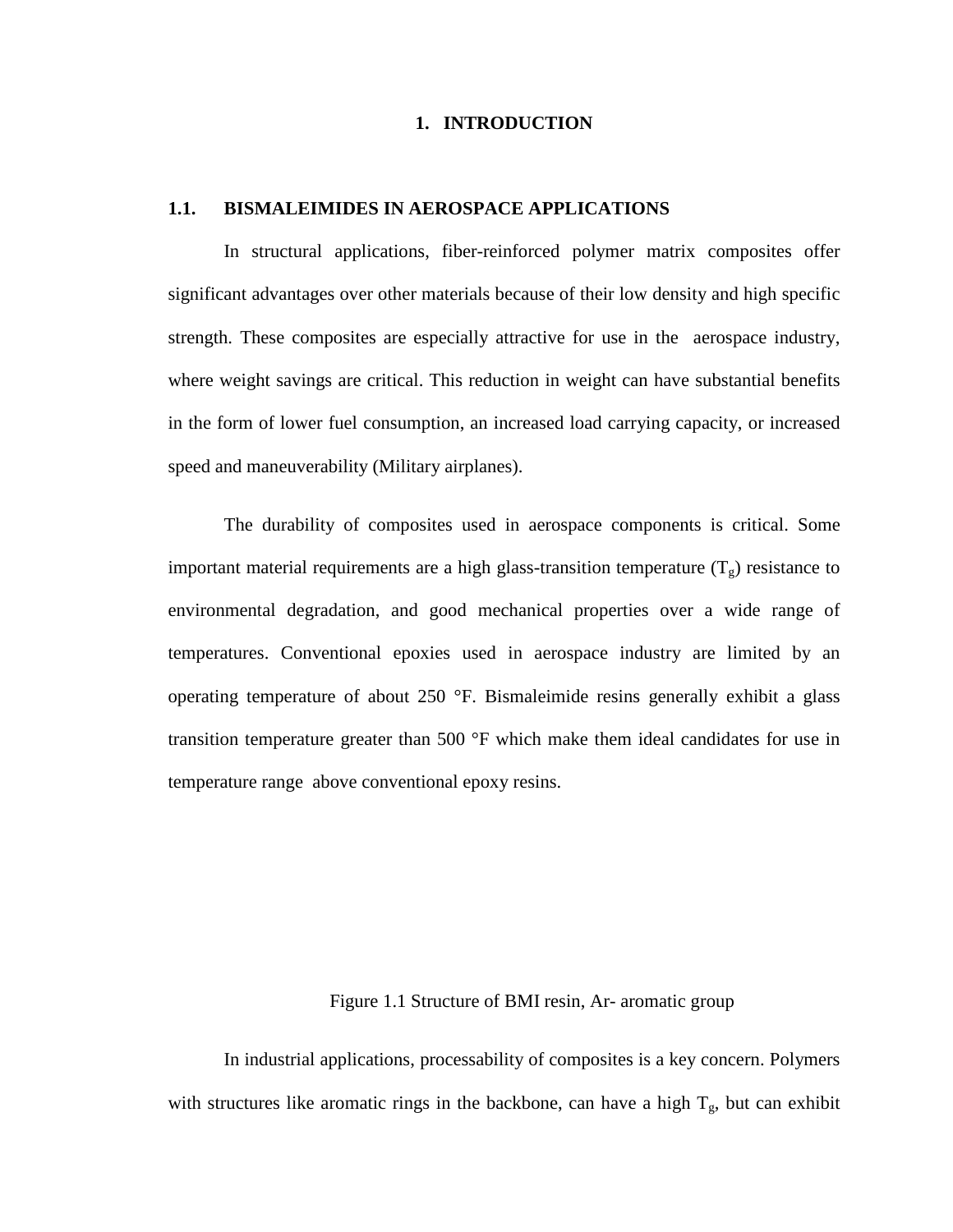# 1. INTRODUCTION

## 1.1. BISMALEIMIDES IN AEROSPACE APPLICATIONS

In structural applications, fiber-reinforced polymer matrix composites offer significant advantages over other materials because of their low density and high specific strength. These composites are especially attractive for use in the aerospace industry, where weight savings are critical. This reduction in weight can have substantial benefits in the form of lower fuel consumption, an increased load carrying capacity, or increased speed and maneuverability (Military airplanes).

The durability of composites used in aerospace components is critical. Some important material requirements are a high glass-transition temperature ($T_g$) resistance to environmental degradation, and good mechanical properties over a wide range of temperatures. Conventional epoxies used in aerospace industry are limited by an operating temperature of about 250 °F. Bismaleimide resins generally exhibit a glass transition temperature greater than 500 °F which make them ideal candidates for use in temperature range above conventional epoxy resins.

Figure 1.1 Structure of BMI resin, Ar- aromatic group

In industrial applications, processability of composites is a key concern. Polymers with structures like aromatic rings in the backbone, can have a high $T_g$, but can exhibit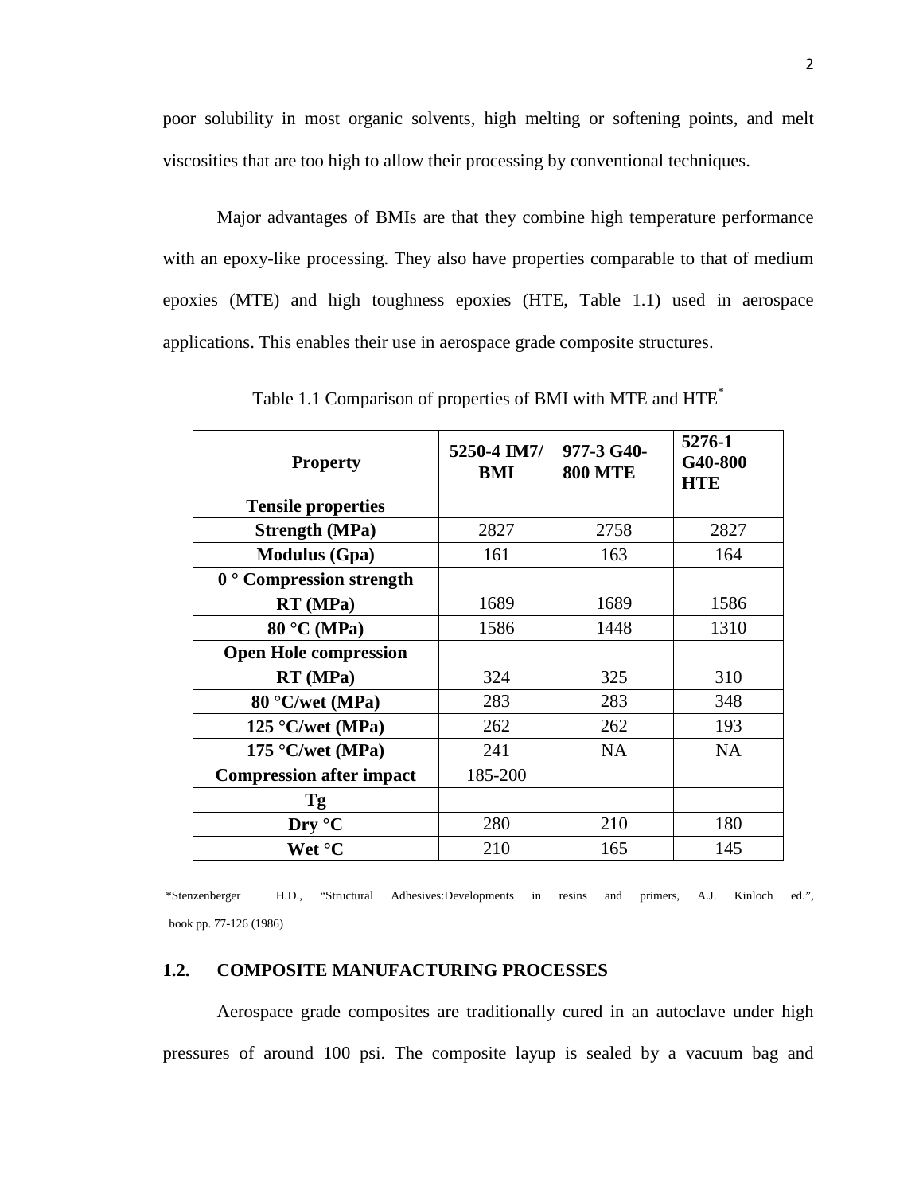poor solubility in most organic solvents, high melting or softening points, and melt viscosities that are too high to allow their processing by conventional techniques.

Major advantages of BMIs are that they combine high temperature performance with an epoxy-like processing. They also have properties comparable to that of medium epoxies (MTE) and high toughness epoxies (HTE, Table 1.1) used in aerospace applications. This enables their use in aerospace grade composite structures.

Table 1.1 Comparison of properties of BMI with MTE and HTE*

| **Property** | **5250-4 IM7/ BMI** | **977-3 G40-800 MTE** | **5276-1 G40-800 HTE** |
|---|---|---|---|
| **Tensile properties** | | | |
| **Strength (MPa)** | 2827 | 2758 | 2827 |
| **Modulus (Gpa)** | 161 | 163 | 164 |
| **0 ° Compression strength** | | | |
| **RT (MPa)** | 1689 | 1689 | 1586 |
| **80 °C (MPa)** | 1586 | 1448 | 1310 |
| **Open Hole compression** | | | |
| **RT (MPa)** | 324 | 325 | 310 |
| **80 °C/wet (MPa)** | 283 | 283 | 348 |
| **125 °C/wet (MPa)** | 262 | 262 | 193 |
| **175 °C/wet (MPa)** | 241 | NA | NA |
| **Compression after impact** | 185-200 | | |
| **Tg** | | | |
| **Dry °C** | 280 | 210 | 180 |
| **Wet °C** | 210 | 165 | 145 |

*Stenzenberger H.D., "Structural Adhesives:Developments in resins and primers, A.J. Kinloch ed.", book pp. 77-126 (1986)

## 1.2. COMPOSITE MANUFACTURING PROCESSES

Aerospace grade composites are traditionally cured in an autoclave under high pressures of around 100 psi. The composite layup is sealed by a vacuum bag and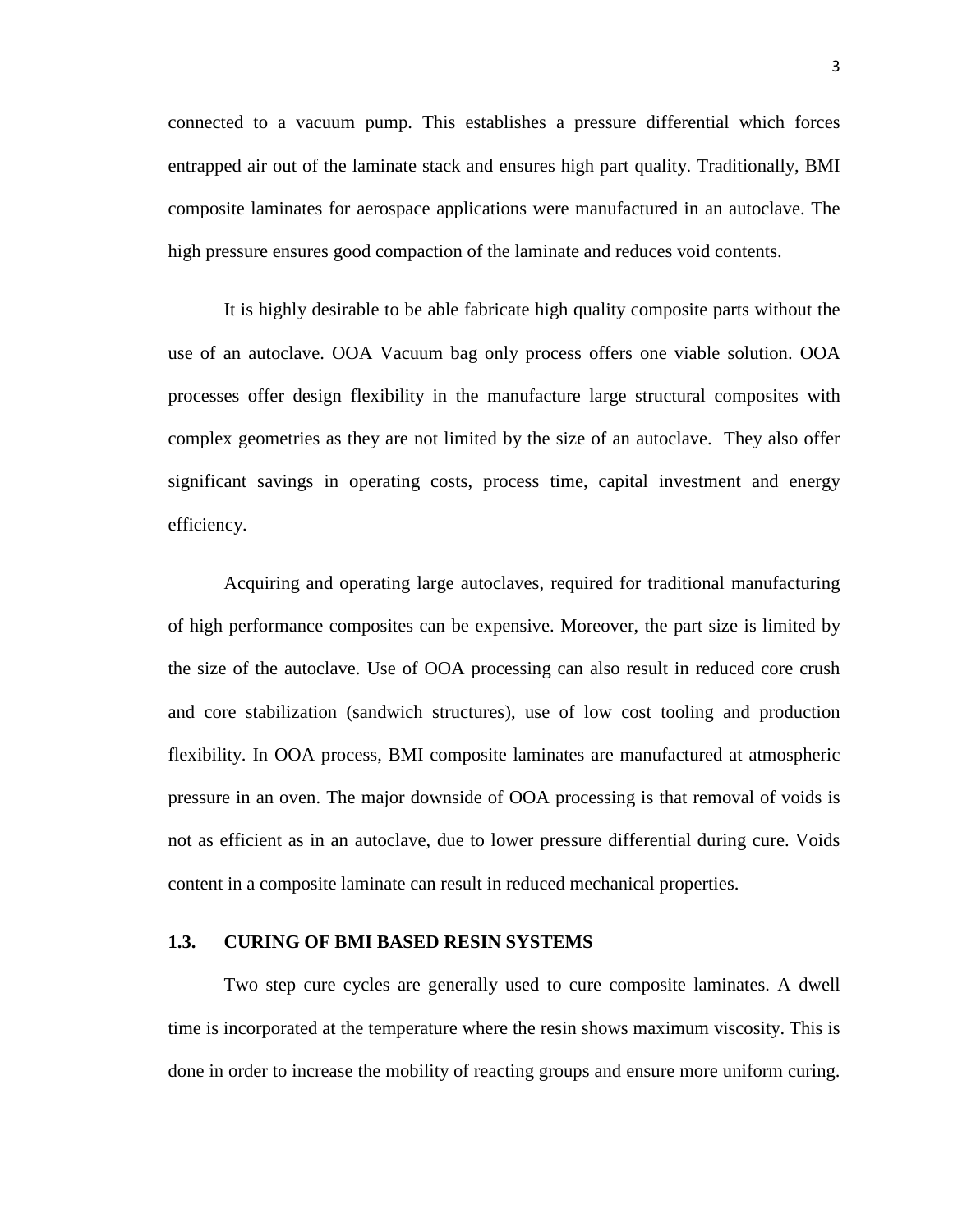connected to a vacuum pump. This establishes a pressure differential which forces entrapped air out of the laminate stack and ensures high part quality. Traditionally, BMI composite laminates for aerospace applications were manufactured in an autoclave. The high pressure ensures good compaction of the laminate and reduces void contents.

It is highly desirable to be able fabricate high quality composite parts without the use of an autoclave. OOA Vacuum bag only process offers one viable solution. OOA processes offer design flexibility in the manufacture large structural composites with complex geometries as they are not limited by the size of an autoclave. They also offer significant savings in operating costs, process time, capital investment and energy efficiency.

Acquiring and operating large autoclaves, required for traditional manufacturing of high performance composites can be expensive. Moreover, the part size is limited by the size of the autoclave. Use of OOA processing can also result in reduced core crush and core stabilization (sandwich structures), use of low cost tooling and production flexibility. In OOA process, BMI composite laminates are manufactured at atmospheric pressure in an oven. The major downside of OOA processing is that removal of voids is not as efficient as in an autoclave, due to lower pressure differential during cure. Voids content in a composite laminate can result in reduced mechanical properties.

### 1.3. CURING OF BMI BASED RESIN SYSTEMS

Two step cure cycles are generally used to cure composite laminates. A dwell time is incorporated at the temperature where the resin shows maximum viscosity. This is done in order to increase the mobility of reacting groups and ensure more uniform curing.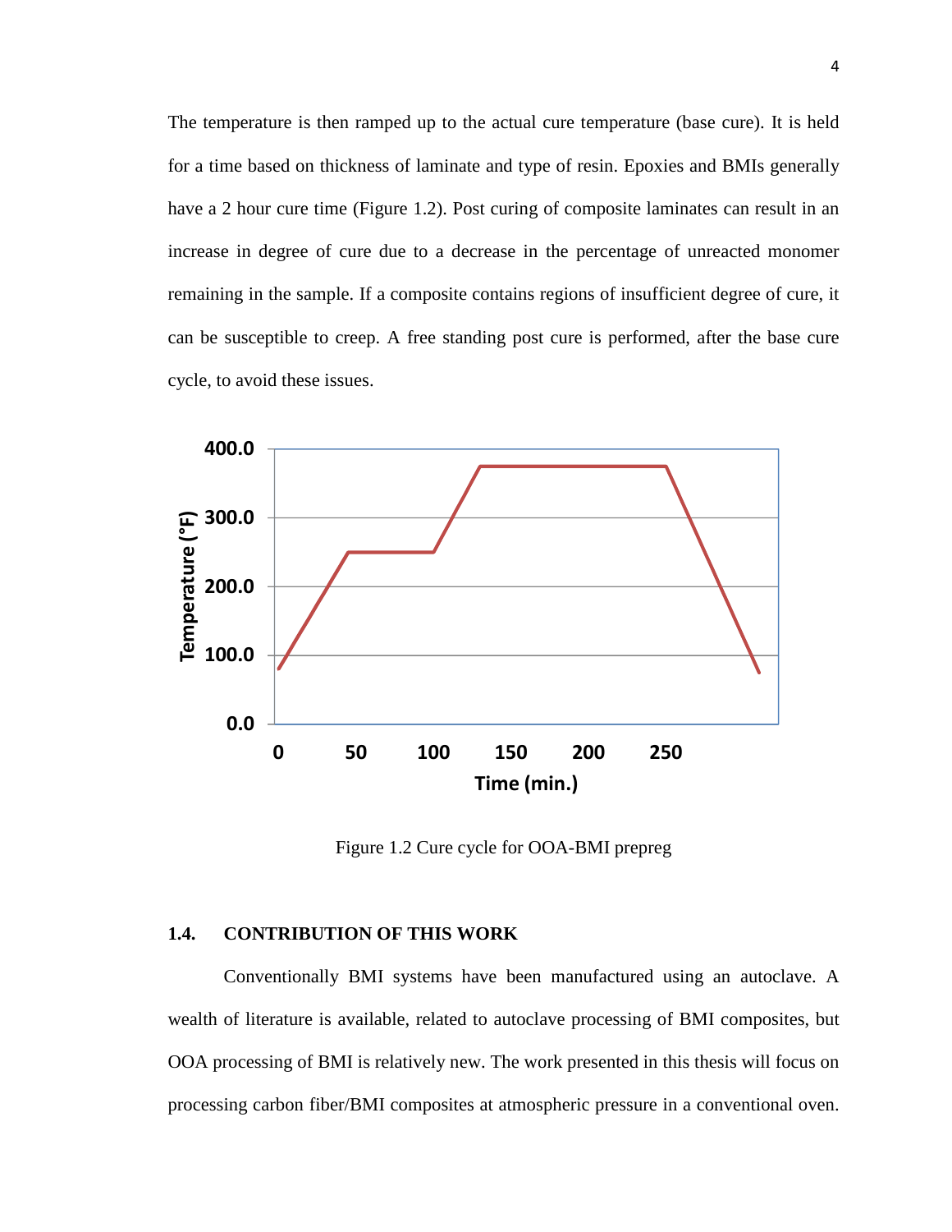The temperature is then ramped up to the actual cure temperature (base cure). It is held for a time based on thickness of laminate and type of resin. Epoxies and BMIs generally have a 2 hour cure time (Figure 1.2). Post curing of composite laminates can result in an increase in degree of cure due to a decrease in the percentage of unreacted monomer remaining in the sample. If a composite contains regions of insufficient degree of cure, it can be susceptible to creep. A free standing post cure is performed, after the base cure cycle, to avoid these issues.

Figure 1.2 Cure cycle for OOA-BMI prepreg

### 1.4. CONTRIBUTION OF THIS WORK

Conventionally BMI systems have been manufactured using an autoclave. A wealth of literature is available, related to autoclave processing of BMI composites, but OOA processing of BMI is relatively new. The work presented in this thesis will focus on processing carbon fiber/BMI composites at atmospheric pressure in a conventional oven.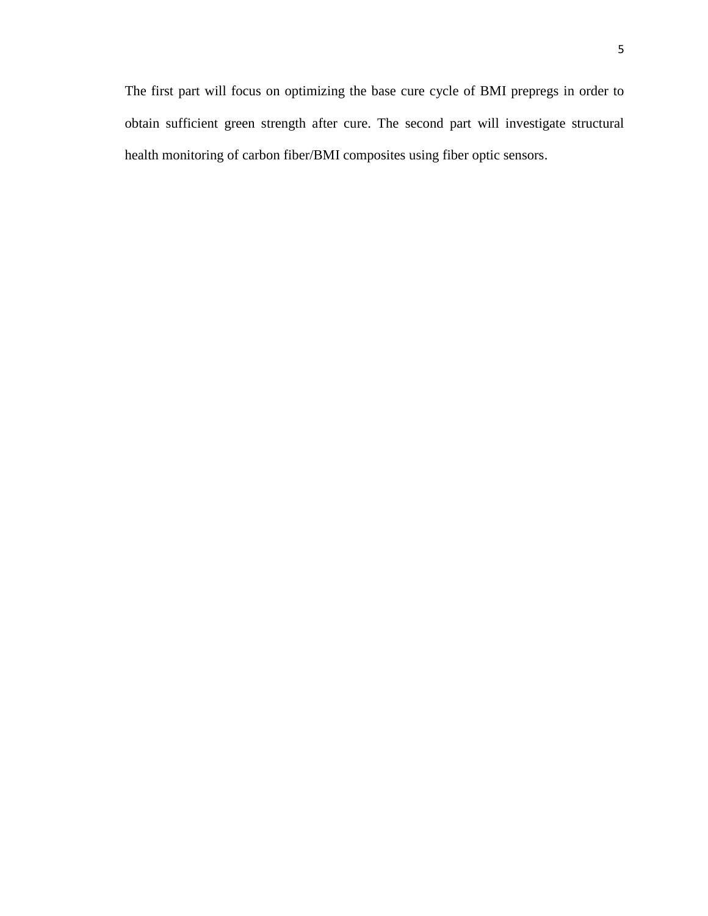The first part will focus on optimizing the base cure cycle of BMI prepregs in order to obtain sufficient green strength after cure. The second part will investigate structural health monitoring of carbon fiber/BMI composites using fiber optic sensors.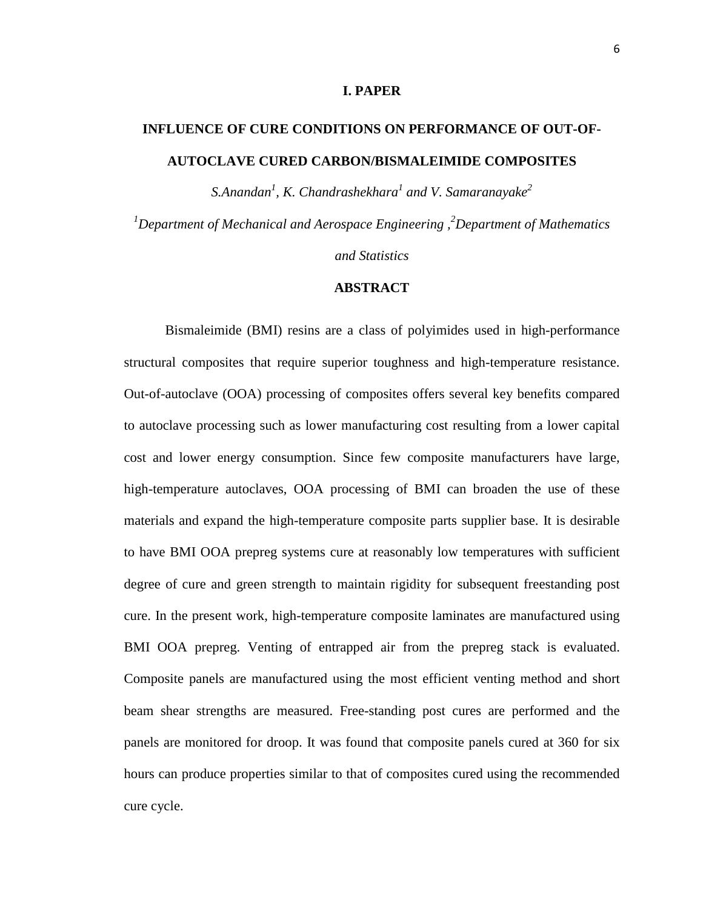# I. PAPER

## INFLUENCE OF CURE CONDITIONS ON PERFORMANCE OF OUT-OF-AUTOCLAVE CURED CARBON/BISMALEIMIDE COMPOSITES

*S.Anandan[1], K. Chandrashekhara[1] and V. Samaranayake[2]*

*[1]Department of Mechanical and Aerospace Engineering ,[2]Department of Mathematics and Statistics*

### ABSTRACT

Bismaleimide (BMI) resins are a class of polyimides used in high-performance structural composites that require superior toughness and high-temperature resistance. Out-of-autoclave (OOA) processing of composites offers several key benefits compared to autoclave processing such as lower manufacturing cost resulting from a lower capital cost and lower energy consumption. Since few composite manufacturers have large, high-temperature autoclaves, OOA processing of BMI can broaden the use of these materials and expand the high-temperature composite parts supplier base. It is desirable to have BMI OOA prepreg systems cure at reasonably low temperatures with sufficient degree of cure and green strength to maintain rigidity for subsequent freestanding post cure. In the present work, high-temperature composite laminates are manufactured using BMI OOA prepreg. Venting of entrapped air from the prepreg stack is evaluated. Composite panels are manufactured using the most efficient venting method and short beam shear strengths are measured. Free-standing post cures are performed and the panels are monitored for droop. It was found that composite panels cured at 360 for six hours can produce properties similar to that of composites cured using the recommended cure cycle.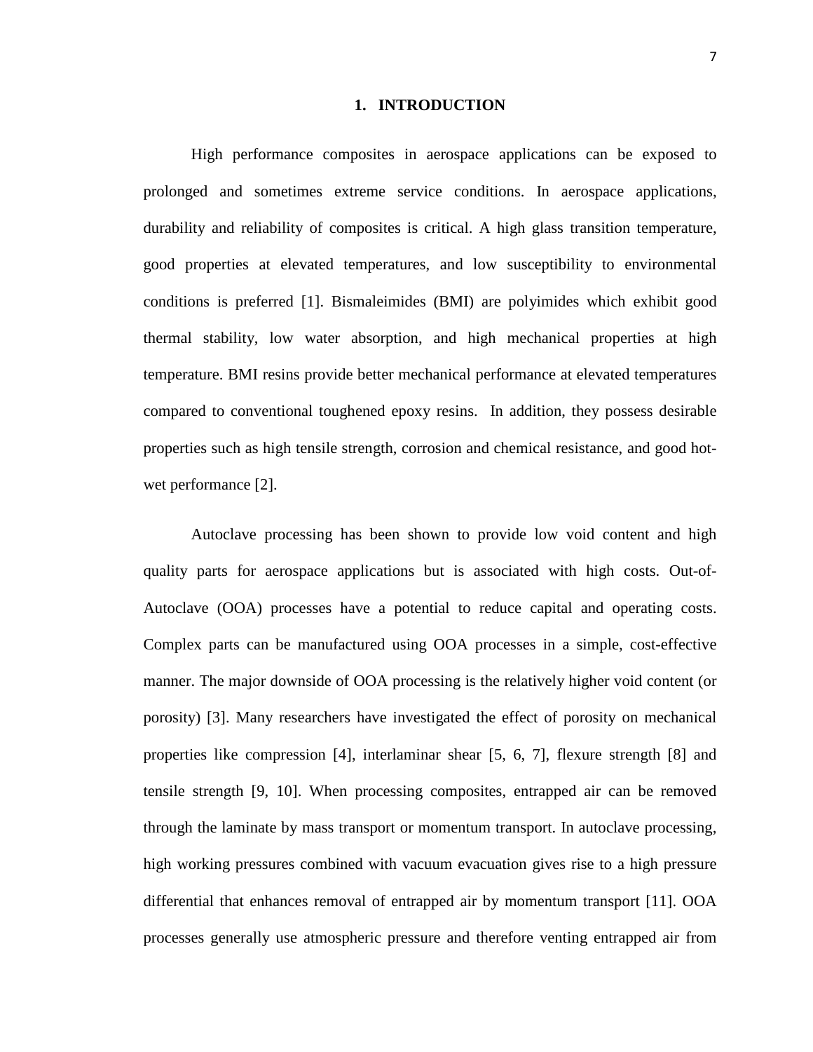# 1. INTRODUCTION

High performance composites in aerospace applications can be exposed to prolonged and sometimes extreme service conditions. In aerospace applications, durability and reliability of composites is critical. A high glass transition temperature, good properties at elevated temperatures, and low susceptibility to environmental conditions is preferred [1]. Bismaleimides (BMI) are polyimides which exhibit good thermal stability, low water absorption, and high mechanical properties at high temperature. BMI resins provide better mechanical performance at elevated temperatures compared to conventional toughened epoxy resins. In addition, they possess desirable properties such as high tensile strength, corrosion and chemical resistance, and good hot-wet performance [2].

Autoclave processing has been shown to provide low void content and high quality parts for aerospace applications but is associated with high costs. Out-of-Autoclave (OOA) processes have a potential to reduce capital and operating costs. Complex parts can be manufactured using OOA processes in a simple, cost-effective manner. The major downside of OOA processing is the relatively higher void content (or porosity) [3]. Many researchers have investigated the effect of porosity on mechanical properties like compression [4], interlaminar shear [5, 6, 7], flexure strength [8] and tensile strength [9, 10]. When processing composites, entrapped air can be removed through the laminate by mass transport or momentum transport. In autoclave processing, high working pressures combined with vacuum evacuation gives rise to a high pressure differential that enhances removal of entrapped air by momentum transport [11]. OOA processes generally use atmospheric pressure and therefore venting entrapped air from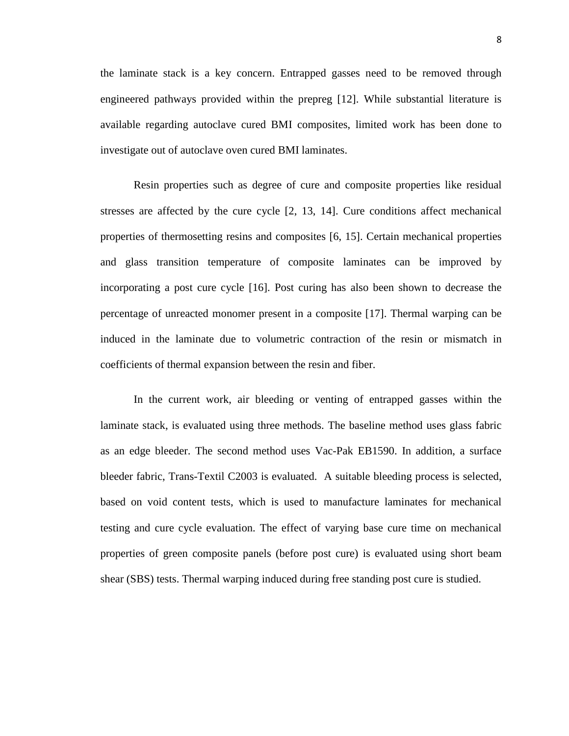the laminate stack is a key concern. Entrapped gasses need to be removed through engineered pathways provided within the prepreg [12]. While substantial literature is available regarding autoclave cured BMI composites, limited work has been done to investigate out of autoclave oven cured BMI laminates.

Resin properties such as degree of cure and composite properties like residual stresses are affected by the cure cycle [2, 13, 14]. Cure conditions affect mechanical properties of thermosetting resins and composites [6, 15]. Certain mechanical properties and glass transition temperature of composite laminates can be improved by incorporating a post cure cycle [16]. Post curing has also been shown to decrease the percentage of unreacted monomer present in a composite [17]. Thermal warping can be induced in the laminate due to volumetric contraction of the resin or mismatch in coefficients of thermal expansion between the resin and fiber.

In the current work, air bleeding or venting of entrapped gasses within the laminate stack, is evaluated using three methods. The baseline method uses glass fabric as an edge bleeder. The second method uses Vac-Pak EB1590. In addition, a surface bleeder fabric, Trans-Textil C2003 is evaluated. A suitable bleeding process is selected, based on void content tests, which is used to manufacture laminates for mechanical testing and cure cycle evaluation. The effect of varying base cure time on mechanical properties of green composite panels (before post cure) is evaluated using short beam shear (SBS) tests. Thermal warping induced during free standing post cure is studied.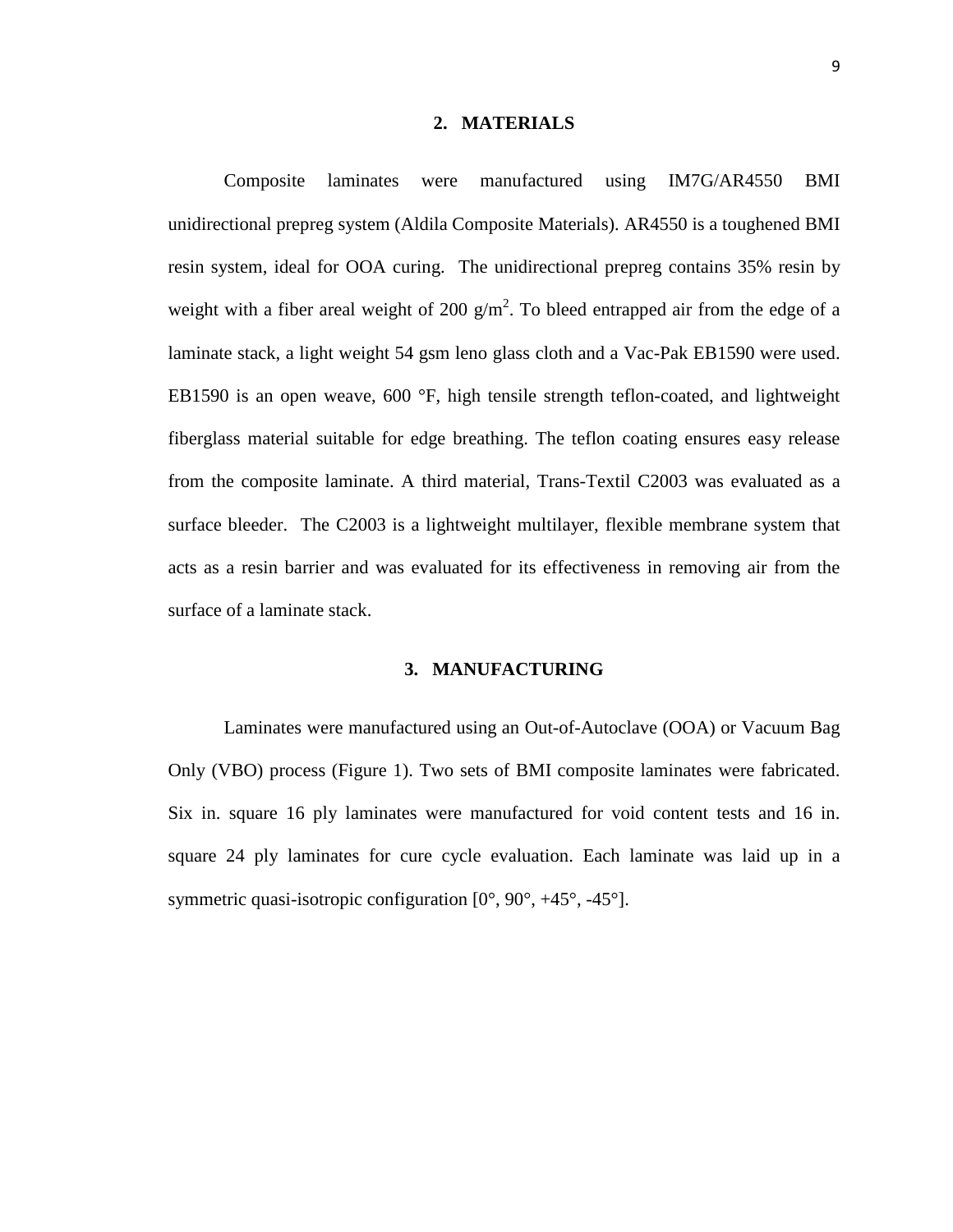## 2. MATERIALS

Composite laminates were manufactured using IM7G/AR4550 BMI unidirectional prepreg system (Aldila Composite Materials). AR4550 is a toughened BMI resin system, ideal for OOA curing. The unidirectional prepreg contains 35% resin by weight with a fiber areal weight of 200 $g/m^2$. To bleed entrapped air from the edge of a laminate stack, a light weight 54 gsm leno glass cloth and a Vac-Pak EB1590 were used. EB1590 is an open weave, 600 °F, high tensile strength teflon-coated, and lightweight fiberglass material suitable for edge breathing. The teflon coating ensures easy release from the composite laminate. A third material, Trans-Textil C2003 was evaluated as a surface bleeder. The C2003 is a lightweight multilayer, flexible membrane system that acts as a resin barrier and was evaluated for its effectiveness in removing air from the surface of a laminate stack.

## 3. MANUFACTURING

Laminates were manufactured using an Out-of-Autoclave (OOA) or Vacuum Bag Only (VBO) process (Figure 1). Two sets of BMI composite laminates were fabricated. Six in. square 16 ply laminates were manufactured for void content tests and 16 in. square 24 ply laminates for cure cycle evaluation. Each laminate was laid up in a symmetric quasi-isotropic configuration [0°, 90°, +45°, -45°].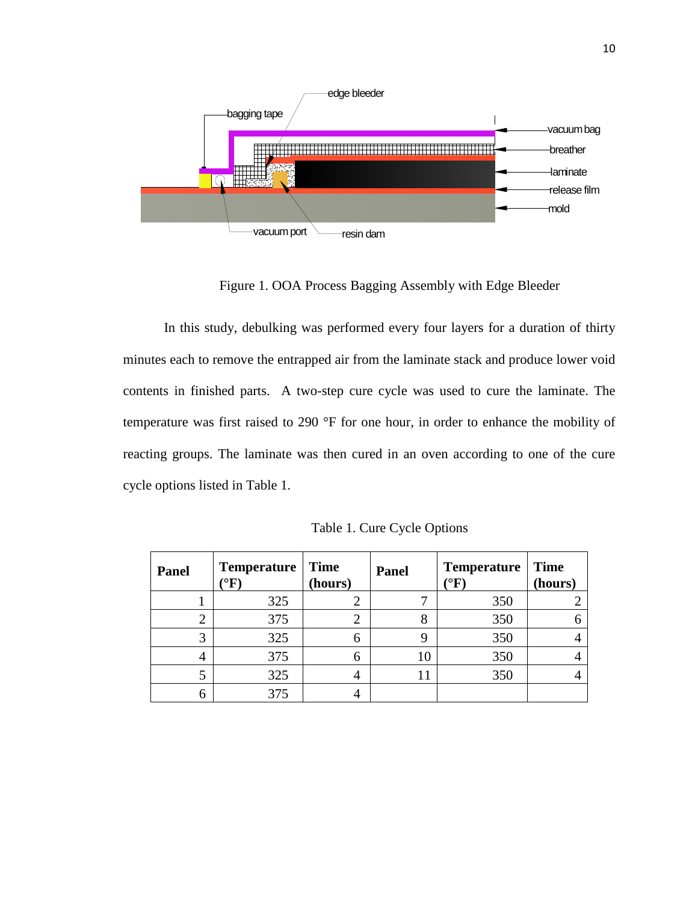Figure 1. OOA Process Bagging Assembly with Edge Bleeder

In this study, debulking was performed every four layers for a duration of thirty minutes each to remove the entrapped air from the laminate stack and produce lower void contents in finished parts. A two-step cure cycle was used to cure the laminate. The temperature was first raised to 290 °F for one hour, in order to enhance the mobility of reacting groups. The laminate was then cured in an oven according to one of the cure cycle options listed in Table 1.

Table 1. Cure Cycle Options

| Panel | Temperature (°F) | Time (hours) | Panel | Temperature (°F) | Time (hours) |
|---|---|---|---|---|---|
| 1 | 325 | 2 | 7 | 350 | 2 |
| 2 | 375 | 2 | 8 | 350 | 6 |
| 3 | 325 | 6 | 9 | 350 | 4 |
| 4 | 375 | 6 | 10 | 350 | 4 |
| 5 | 325 | 4 | 11 | 350 | 4 |
| 6 | 375 | 4 | | | |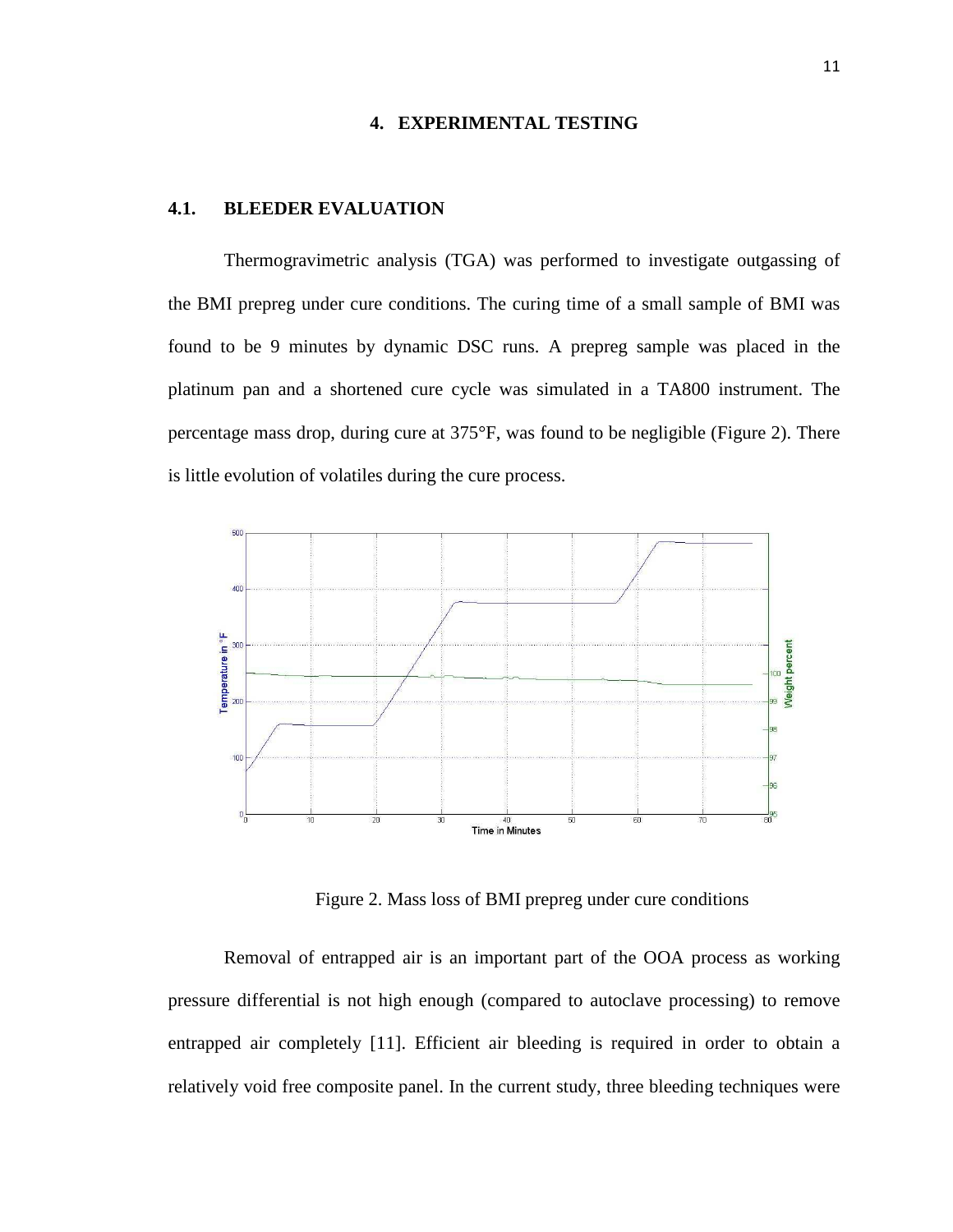# 4. EXPERIMENTAL TESTING

## 4.1. BLEEDER EVALUATION

Thermogravimetric analysis (TGA) was performed to investigate outgassing of the BMI prepreg under cure conditions. The curing time of a small sample of BMI was found to be 9 minutes by dynamic DSC runs. A prepreg sample was placed in the platinum pan and a shortened cure cycle was simulated in a TA800 instrument. The percentage mass drop, during cure at 375°F, was found to be negligible (Figure 2). There is little evolution of volatiles during the cure process.

Figure 2. Mass loss of BMI prepreg under cure conditions

Removal of entrapped air is an important part of the OOA process as working pressure differential is not high enough (compared to autoclave processing) to remove entrapped air completely [11]. Efficient air bleeding is required in order to obtain a relatively void free composite panel. In the current study, three bleeding techniques were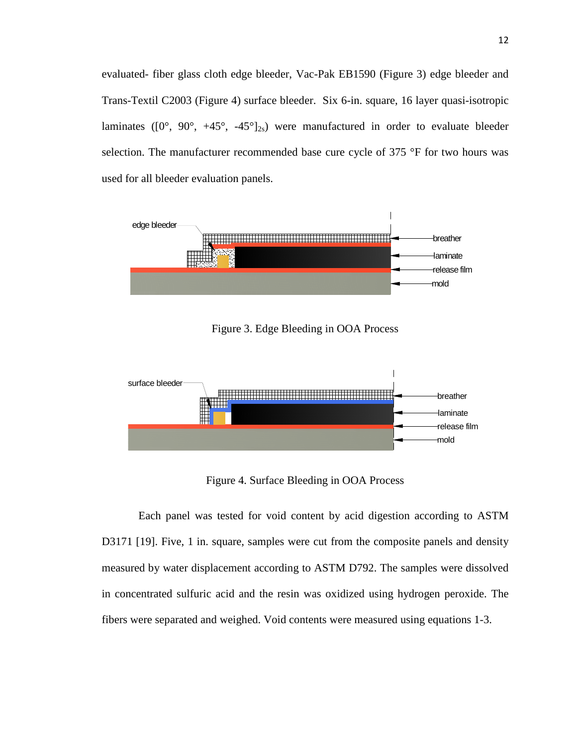evaluated- fiber glass cloth edge bleeder, Vac-Pak EB1590 (Figure 3) edge bleeder and Trans-Textil C2003 (Figure 4) surface bleeder. Six 6-in. square, 16 layer quasi-isotropic laminates ($[0°, 90°, +45°, -45°]_{2s}$) were manufactured in order to evaluate bleeder selection. The manufacturer recommended base cure cycle of 375 °F for two hours was used for all bleeder evaluation panels.

Figure 3. Edge Bleeding in OOA Process

Figure 4. Surface Bleeding in OOA Process

Each panel was tested for void content by acid digestion according to ASTM D3171 [19]. Five, 1 in. square, samples were cut from the composite panels and density measured by water displacement according to ASTM D792. The samples were dissolved in concentrated sulfuric acid and the resin was oxidized using hydrogen peroxide. The fibers were separated and weighed. Void contents were measured using equations 1-3.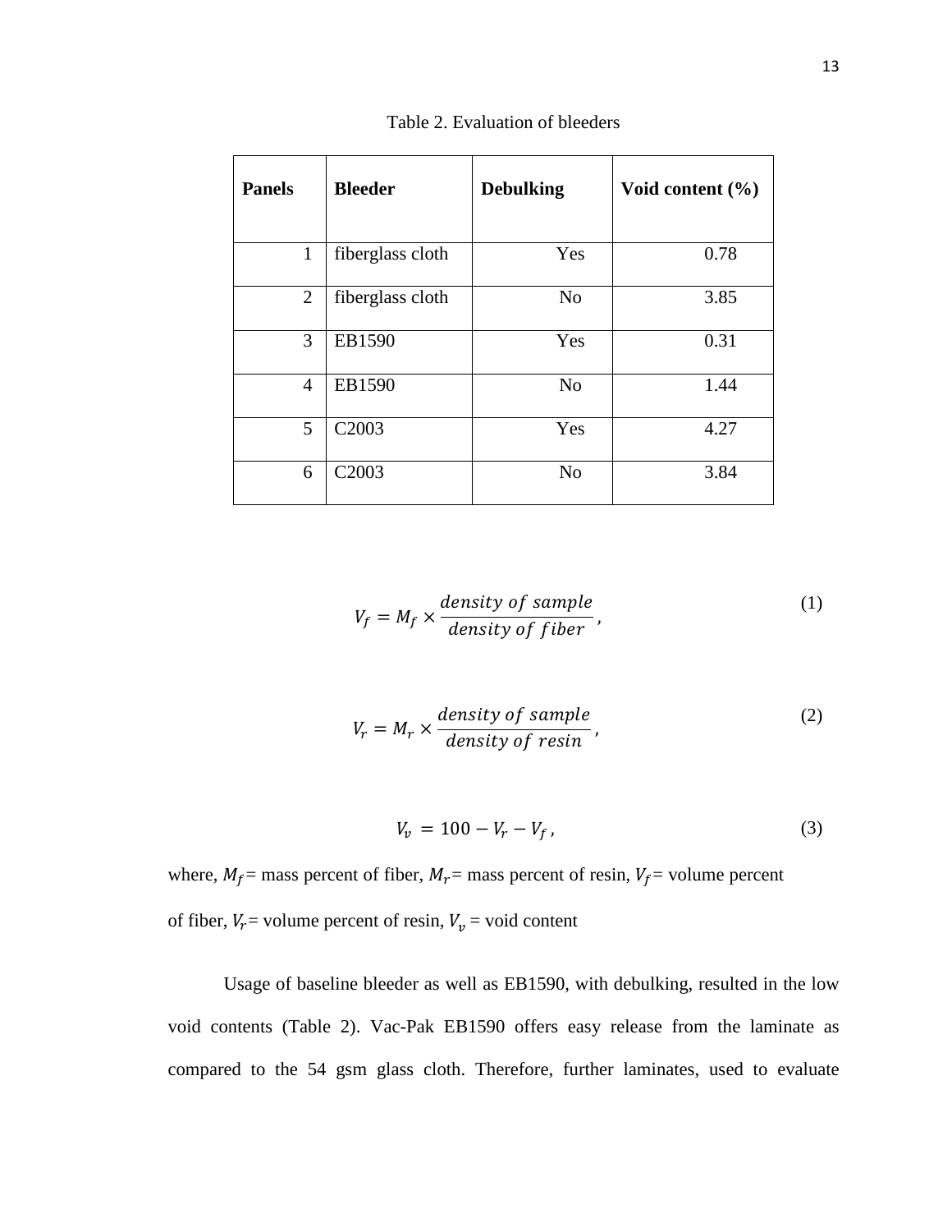Table 2. Evaluation of bleeders

| Panels | Bleeder | Debulking | Void content (%) |
|---|---|---|---|
| 1 | fiberglass cloth | Yes | 0.78 |
| 2 | fiberglass cloth | No | 3.85 |
| 3 | EB1590 | Yes | 0.31 |
| 4 | EB1590 | No | 1.44 |
| 5 | C2003 | Yes | 4.27 |
| 6 | C2003 | No | 3.84 |

$$V_f = M_f \times \frac{density\ of\ sample}{density\ of\ fiber}, \tag{1}$$

$$V_r = M_r \times \frac{density\ of\ sample}{density\ of\ resin}, \tag{2}$$

$$V_v = 100 - V_r - V_f, \tag{3}$$

where, $M_f$ = mass percent of fiber, $M_r$ = mass percent of resin, $V_f$ = volume percent of fiber, $V_r$ = volume percent of resin, $V_v$ = void content

Usage of baseline bleeder as well as EB1590, with debulking, resulted in the low void contents (Table 2). Vac-Pak EB1590 offers easy release from the laminate as compared to the 54 gsm glass cloth. Therefore, further laminates, used to evaluate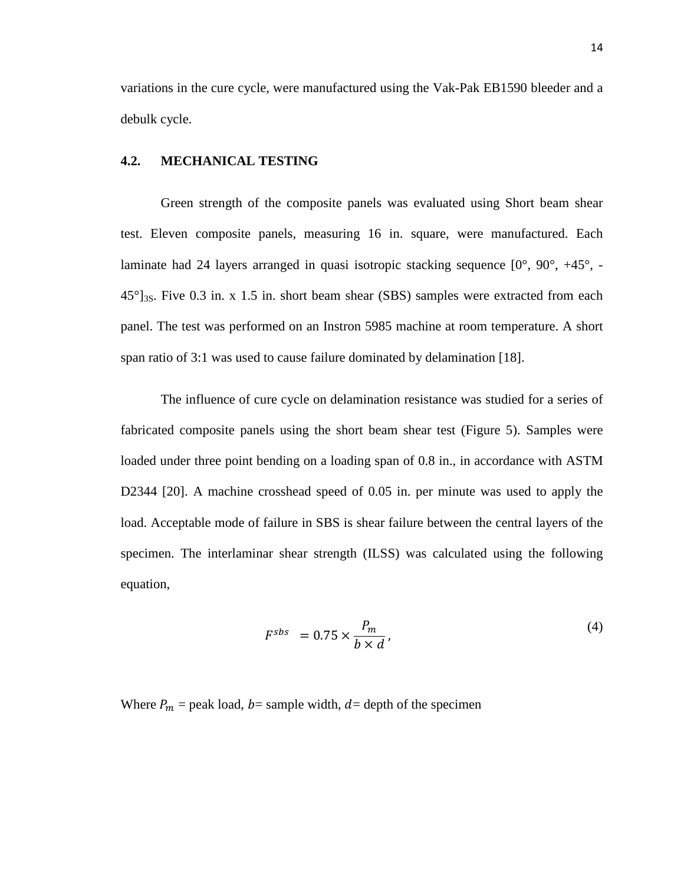variations in the cure cycle, were manufactured using the Vak-Pak EB1590 bleeder and a debulk cycle.

## 4.2. MECHANICAL TESTING

Green strength of the composite panels was evaluated using Short beam shear test. Eleven composite panels, measuring 16 in. square, were manufactured. Each laminate had 24 layers arranged in quasi isotropic stacking sequence $[0°, 90°, +45°, -45°]_{3S}$. Five 0.3 in. x 1.5 in. short beam shear (SBS) samples were extracted from each panel. The test was performed on an Instron 5985 machine at room temperature. A short span ratio of 3:1 was used to cause failure dominated by delamination [18].

The influence of cure cycle on delamination resistance was studied for a series of fabricated composite panels using the short beam shear test (Figure 5). Samples were loaded under three point bending on a loading span of 0.8 in., in accordance with ASTM D2344 [20]. A machine crosshead speed of 0.05 in. per minute was used to apply the load. Acceptable mode of failure in SBS is shear failure between the central layers of the specimen. The interlaminar shear strength (ILSS) was calculated using the following equation,

$$F^{sbs} = 0.75 \times \frac{P_m}{b \times d}, \tag{4}$$

Where $P_m$ = peak load, $b$= sample width, $d$= depth of the specimen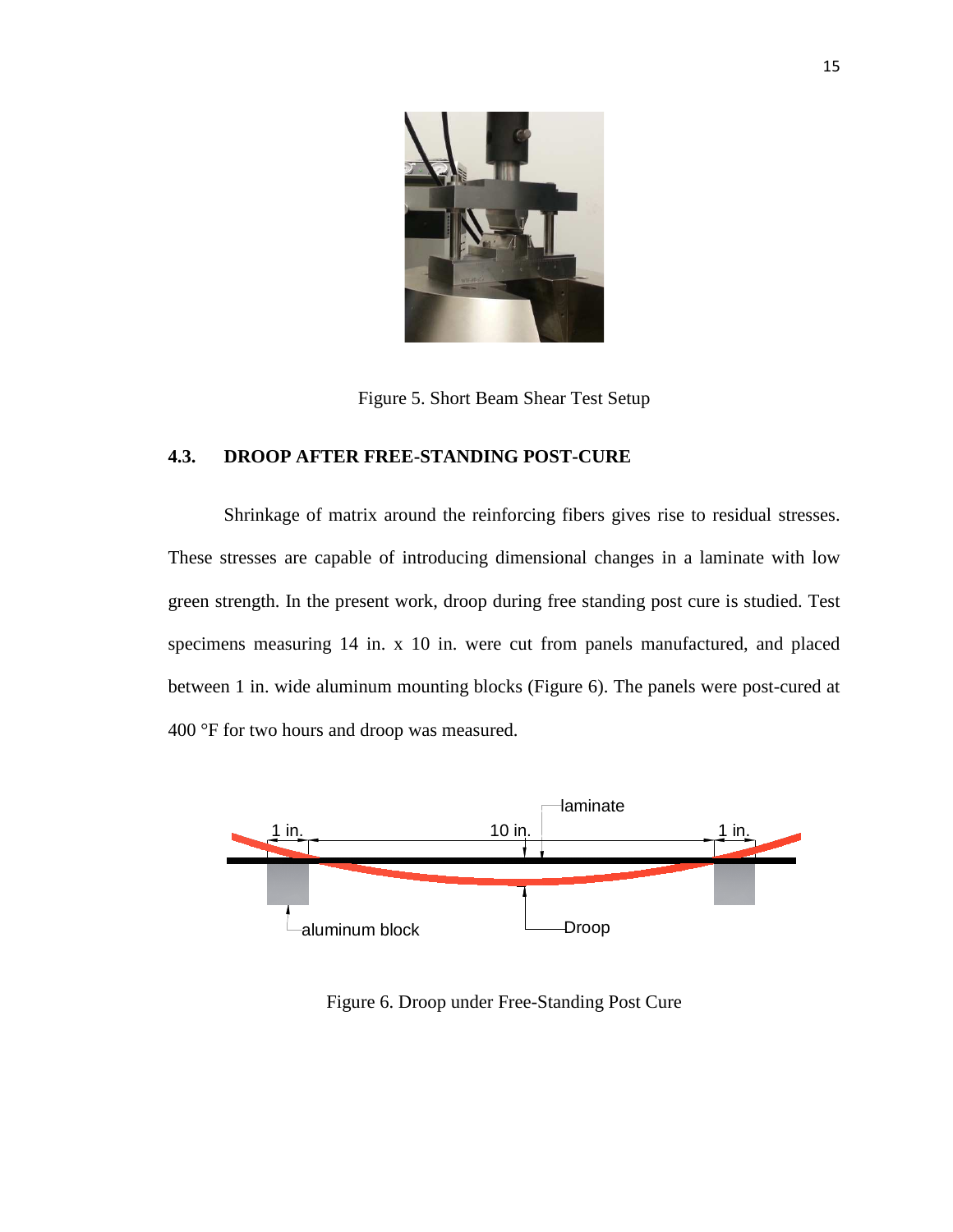Figure 5. Short Beam Shear Test Setup

### 4.3. DROOP AFTER FREE-STANDING POST-CURE

Shrinkage of matrix around the reinforcing fibers gives rise to residual stresses. These stresses are capable of introducing dimensional changes in a laminate with low green strength. In the present work, droop during free standing post cure is studied. Test specimens measuring 14 in. x 10 in. were cut from panels manufactured, and placed between 1 in. wide aluminum mounting blocks (Figure 6). The panels were post-cured at 400 °F for two hours and droop was measured.

Figure 6. Droop under Free-Standing Post Cure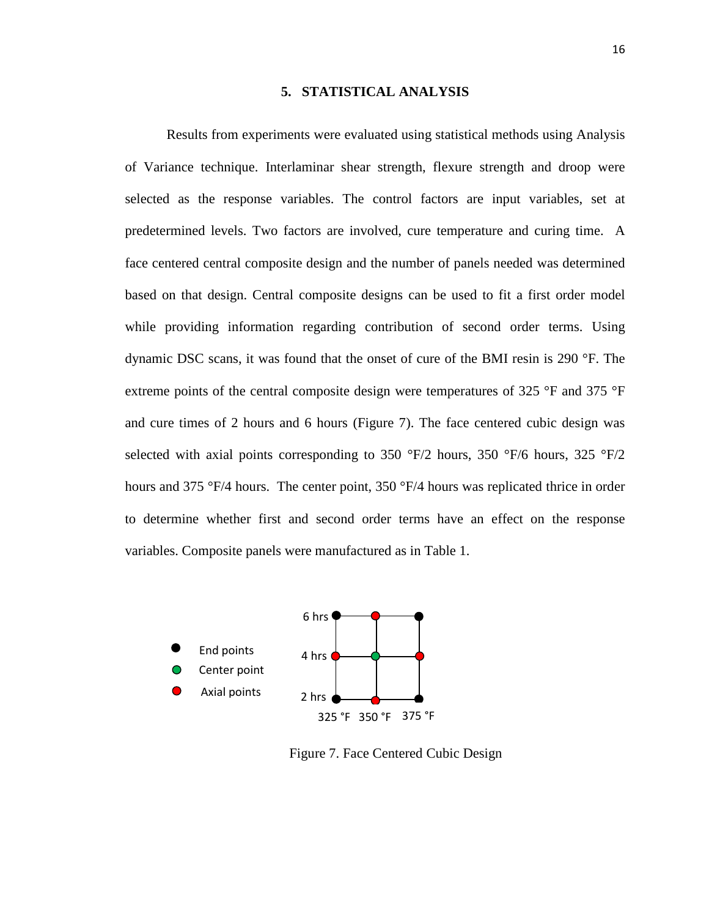## 5. STATISTICAL ANALYSIS

Results from experiments were evaluated using statistical methods using Analysis of Variance technique. Interlaminar shear strength, flexure strength and droop were selected as the response variables. The control factors are input variables, set at predetermined levels. Two factors are involved, cure temperature and curing time. A face centered central composite design and the number of panels needed was determined based on that design. Central composite designs can be used to fit a first order model while providing information regarding contribution of second order terms. Using dynamic DSC scans, it was found that the onset of cure of the BMI resin is 290 °F. The extreme points of the central composite design were temperatures of 325 °F and 375 °F and cure times of 2 hours and 6 hours (Figure 7). The face centered cubic design was selected with axial points corresponding to 350 °F/2 hours, 350 °F/6 hours, 325 °F/2 hours and 375 °F/4 hours. The center point, 350 °F/4 hours was replicated thrice in order to determine whether first and second order terms have an effect on the response variables. Composite panels were manufactured as in Table 1.

Figure 7. Face Centered Cubic Design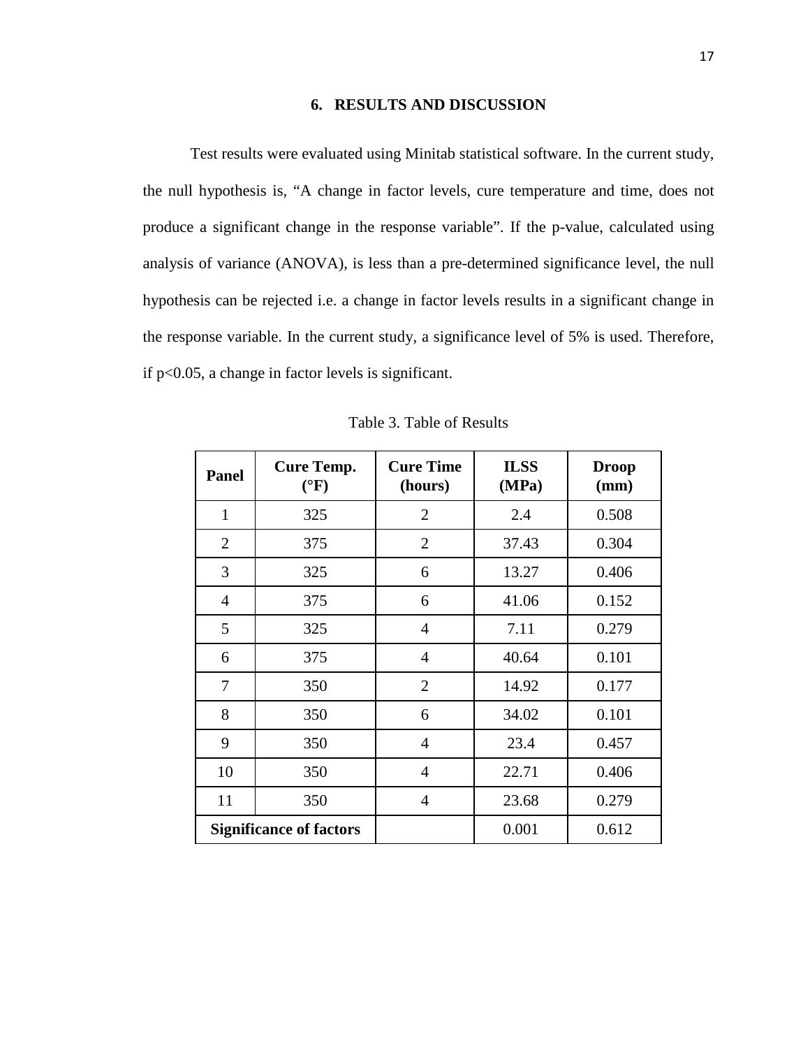# 6. RESULTS AND DISCUSSION

Test results were evaluated using Minitab statistical software. In the current study, the null hypothesis is, "A change in factor levels, cure temperature and time, does not produce a significant change in the response variable". If the p-value, calculated using analysis of variance (ANOVA), is less than a pre-determined significance level, the null hypothesis can be rejected i.e. a change in factor levels results in a significant change in the response variable. In the current study, a significance level of 5% is used. Therefore, if $p<0.05$, a change in factor levels is significant.

Table 3. Table of Results

| Panel | Cure Temp. (°F) | Cure Time (hours) | ILSS (MPa) | Droop (mm) |
|---|---|---|---|---|
| 1 | 325 | 2 | 2.4 | 0.508 |
| 2 | 375 | 2 | 37.43 | 0.304 |
| 3 | 325 | 6 | 13.27 | 0.406 |
| 4 | 375 | 6 | 41.06 | 0.152 |
| 5 | 325 | 4 | 7.11 | 0.279 |
| 6 | 375 | 4 | 40.64 | 0.101 |
| 7 | 350 | 2 | 14.92 | 0.177 |
| 8 | 350 | 6 | 34.02 | 0.101 |
| 9 | 350 | 4 | 23.4 | 0.457 |
| 10 | 350 | 4 | 22.71 | 0.406 |
| 11 | 350 | 4 | 23.68 | 0.279 |
| **Significance of factors** | | | 0.001 | 0.612 |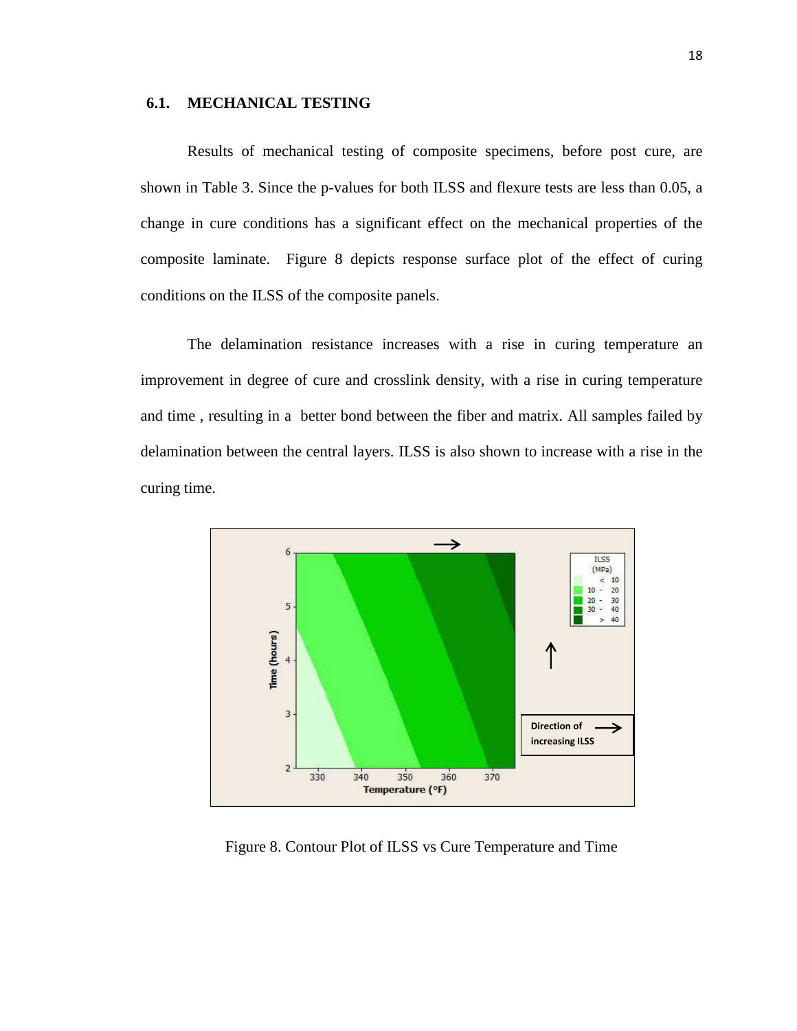## 6.1. MECHANICAL TESTING

Results of mechanical testing of composite specimens, before post cure, are shown in Table 3. Since the p-values for both ILSS and flexure tests are less than 0.05, a change in cure conditions has a significant effect on the mechanical properties of the composite laminate. Figure 8 depicts response surface plot of the effect of curing conditions on the ILSS of the composite panels.

The delamination resistance increases with a rise in curing temperature an improvement in degree of cure and crosslink density, with a rise in curing temperature and time , resulting in a better bond between the fiber and matrix. All samples failed by delamination between the central layers. ILSS is also shown to increase with a rise in the curing time.

Figure 8. Contour Plot of ILSS vs Cure Temperature and Time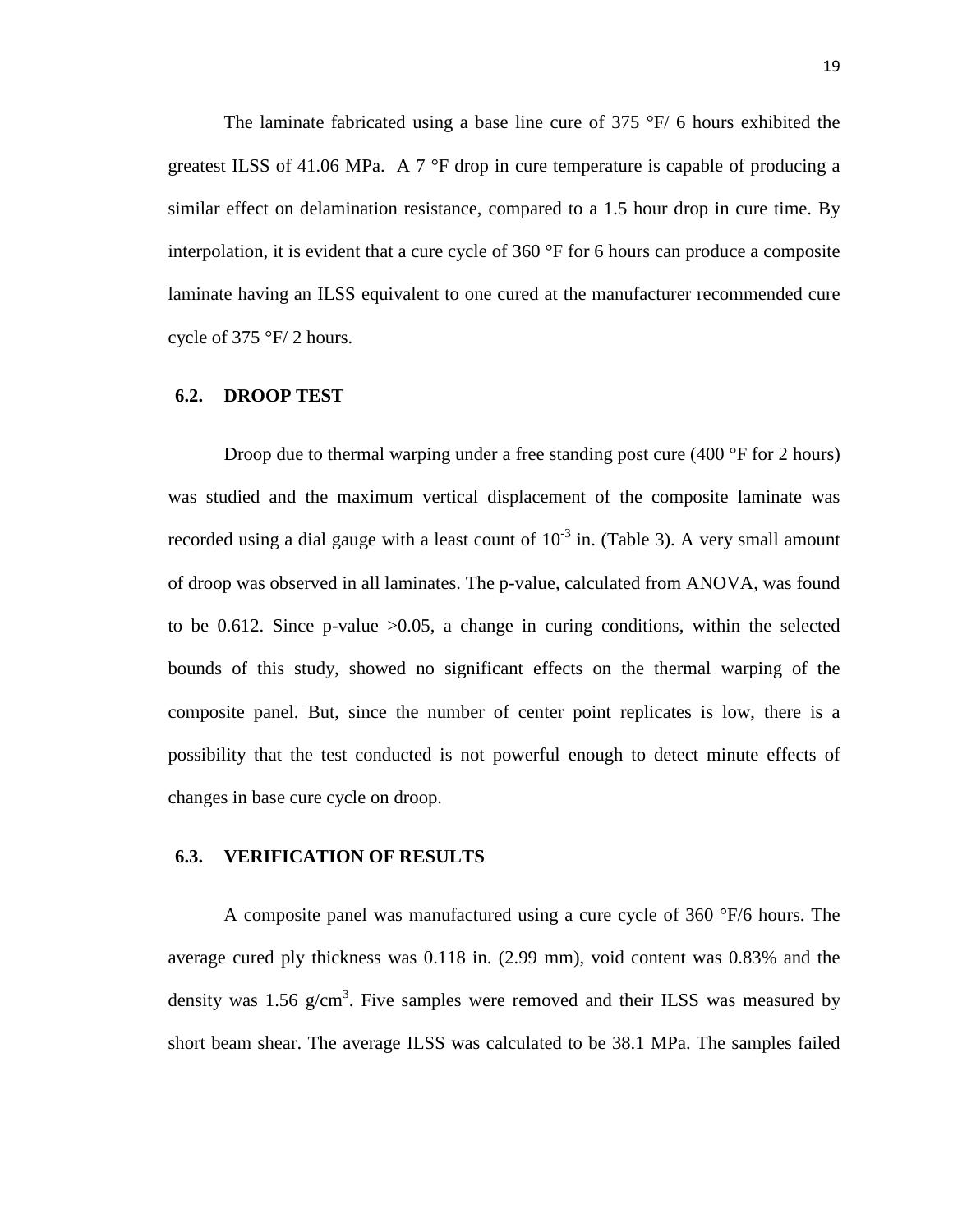The laminate fabricated using a base line cure of 375 °F/ 6 hours exhibited the greatest ILSS of 41.06 MPa. A 7 °F drop in cure temperature is capable of producing a similar effect on delamination resistance, compared to a 1.5 hour drop in cure time. By interpolation, it is evident that a cure cycle of 360 °F for 6 hours can produce a composite laminate having an ILSS equivalent to one cured at the manufacturer recommended cure cycle of 375 °F/ 2 hours.

## 6.2. DROOP TEST

Droop due to thermal warping under a free standing post cure (400 °F for 2 hours) was studied and the maximum vertical displacement of the composite laminate was recorded using a dial gauge with a least count of $10^{-3}$ in. (Table 3). A very small amount of droop was observed in all laminates. The p-value, calculated from ANOVA, was found to be 0.612. Since p-value >0.05, a change in curing conditions, within the selected bounds of this study, showed no significant effects on the thermal warping of the composite panel. But, since the number of center point replicates is low, there is a possibility that the test conducted is not powerful enough to detect minute effects of changes in base cure cycle on droop.

## 6.3. VERIFICATION OF RESULTS

A composite panel was manufactured using a cure cycle of 360 °F/6 hours. The average cured ply thickness was 0.118 in. (2.99 mm), void content was 0.83% and the density was 1.56 g/cm$^3$. Five samples were removed and their ILSS was measured by short beam shear. The average ILSS was calculated to be 38.1 MPa. The samples failed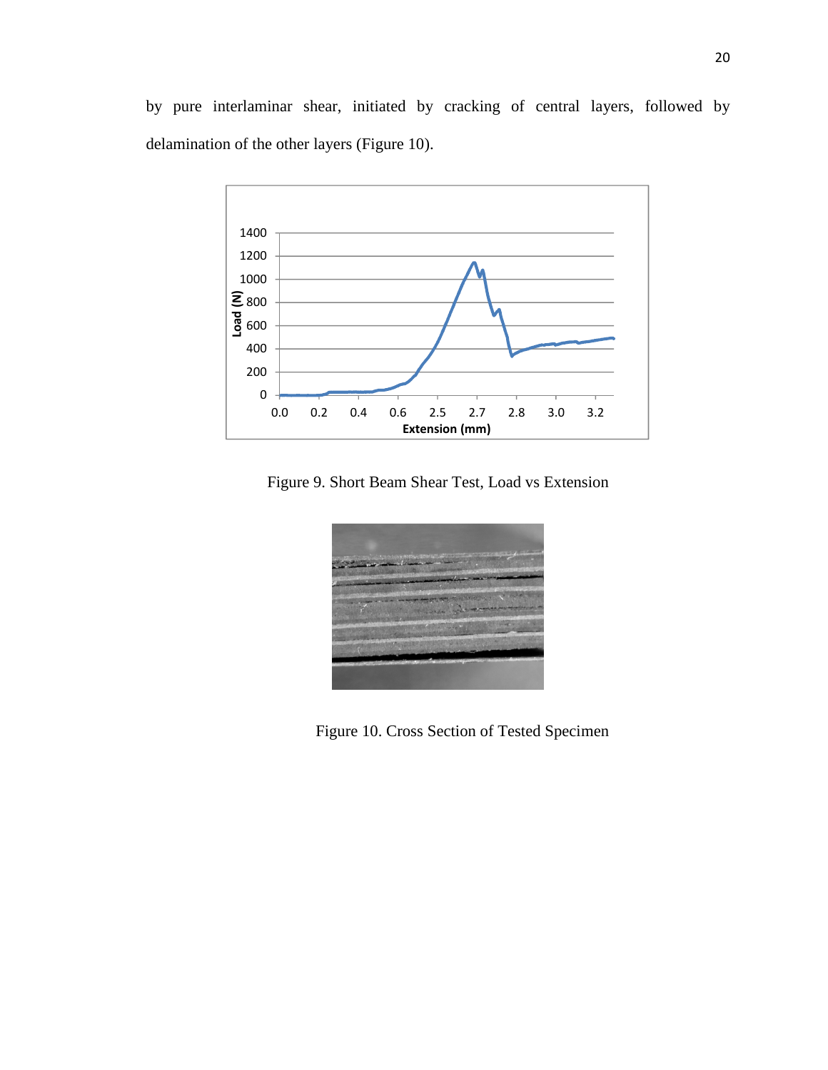by pure interlaminar shear, initiated by cracking of central layers, followed by delamination of the other layers (Figure 10).

Figure 9. Short Beam Shear Test, Load vs Extension

Figure 10. Cross Section of Tested Specimen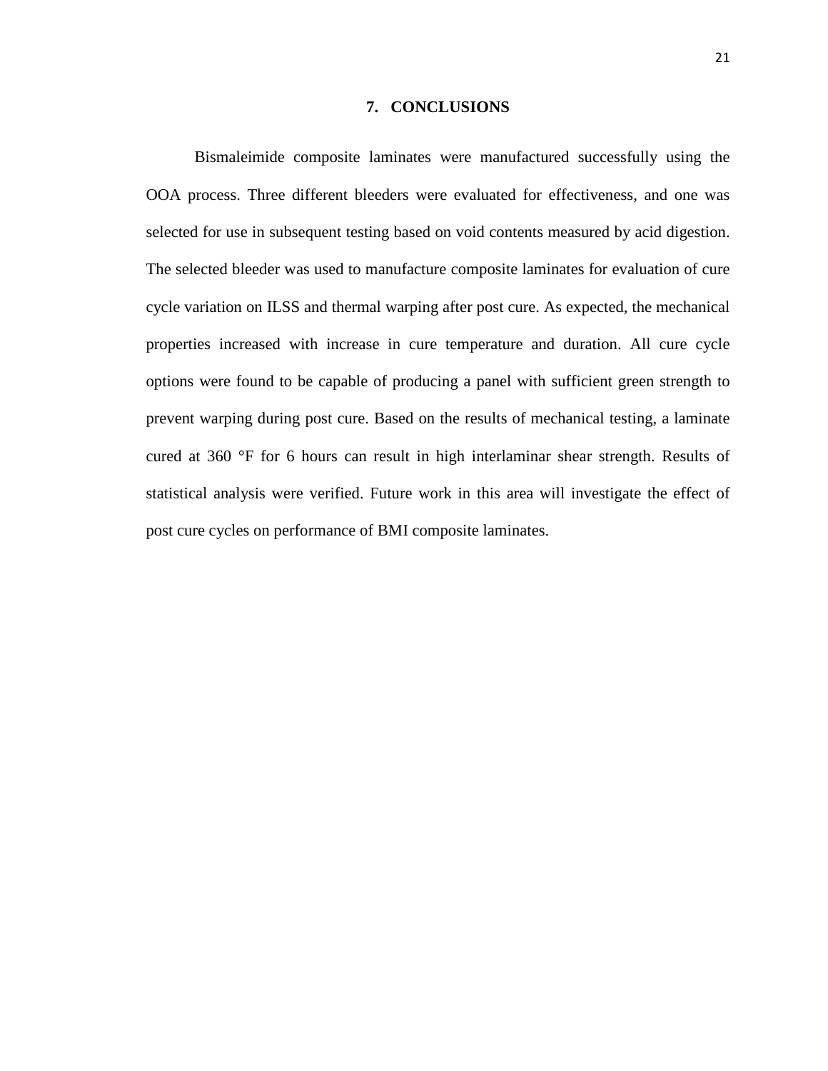# 7. CONCLUSIONS

Bismaleimide composite laminates were manufactured successfully using the OOA process. Three different bleeders were evaluated for effectiveness, and one was selected for use in subsequent testing based on void contents measured by acid digestion. The selected bleeder was used to manufacture composite laminates for evaluation of cure cycle variation on ILSS and thermal warping after post cure. As expected, the mechanical properties increased with increase in cure temperature and duration. All cure cycle options were found to be capable of producing a panel with sufficient green strength to prevent warping during post cure. Based on the results of mechanical testing, a laminate cured at 360 °F for 6 hours can result in high interlaminar shear strength. Results of statistical analysis were verified. Future work in this area will investigate the effect of post cure cycles on performance of BMI composite laminates.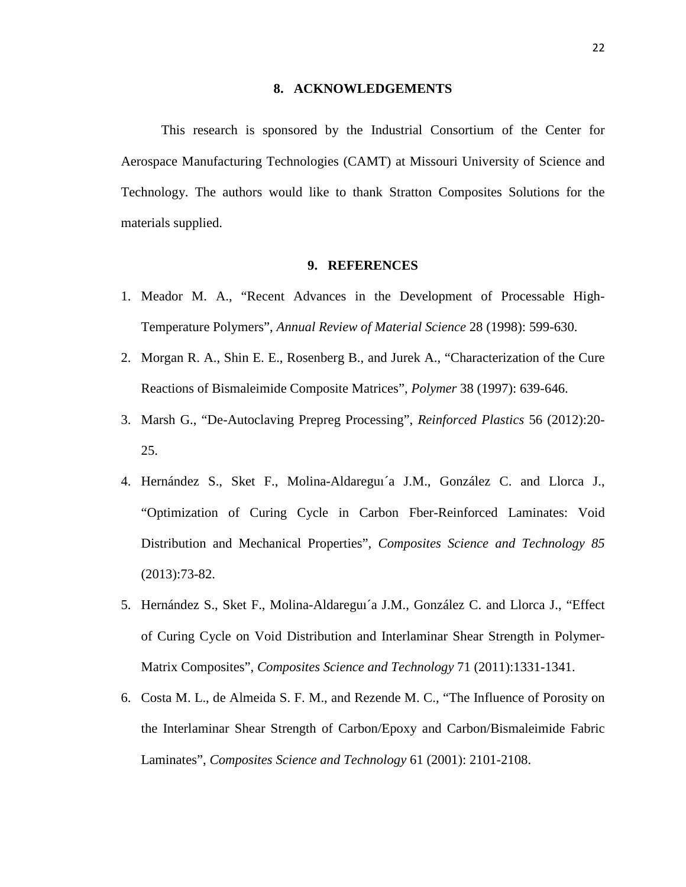## 8. ACKNOWLEDGEMENTS

This research is sponsored by the Industrial Consortium of the Center for Aerospace Manufacturing Technologies (CAMT) at Missouri University of Science and Technology. The authors would like to thank Stratton Composites Solutions for the materials supplied.

## 9. REFERENCES

1. Meador M. A., "Recent Advances in the Development of Processable High-Temperature Polymers", *Annual Review of Material Science* 28 (1998): 599-630.
2. Morgan R. A., Shin E. E., Rosenberg B., and Jurek A., "Characterization of the Cure Reactions of Bismaleimide Composite Matrices", *Polymer* 38 (1997): 639-646.
3. Marsh G., "De-Autoclaving Prepreg Processing", *Reinforced Plastics* 56 (2012):20-25.
4. Hernández S., Sket F., Molina-Aldaregui´a J.M., González C. and Llorca J., "Optimization of Curing Cycle in Carbon Fber-Reinforced Laminates: Void Distribution and Mechanical Properties", *Composites Science and Technology 85* (2013):73-82.
5. Hernández S., Sket F., Molina-Aldaregui´a J.M., González C. and Llorca J., "Effect of Curing Cycle on Void Distribution and Interlaminar Shear Strength in Polymer-Matrix Composites", *Composites Science and Technology* 71 (2011):1331-1341.
6. Costa M. L., de Almeida S. F. M., and Rezende M. C., "The Influence of Porosity on the Interlaminar Shear Strength of Carbon/Epoxy and Carbon/Bismaleimide Fabric Laminates", *Composites Science and Technology* 61 (2001): 2101-2108.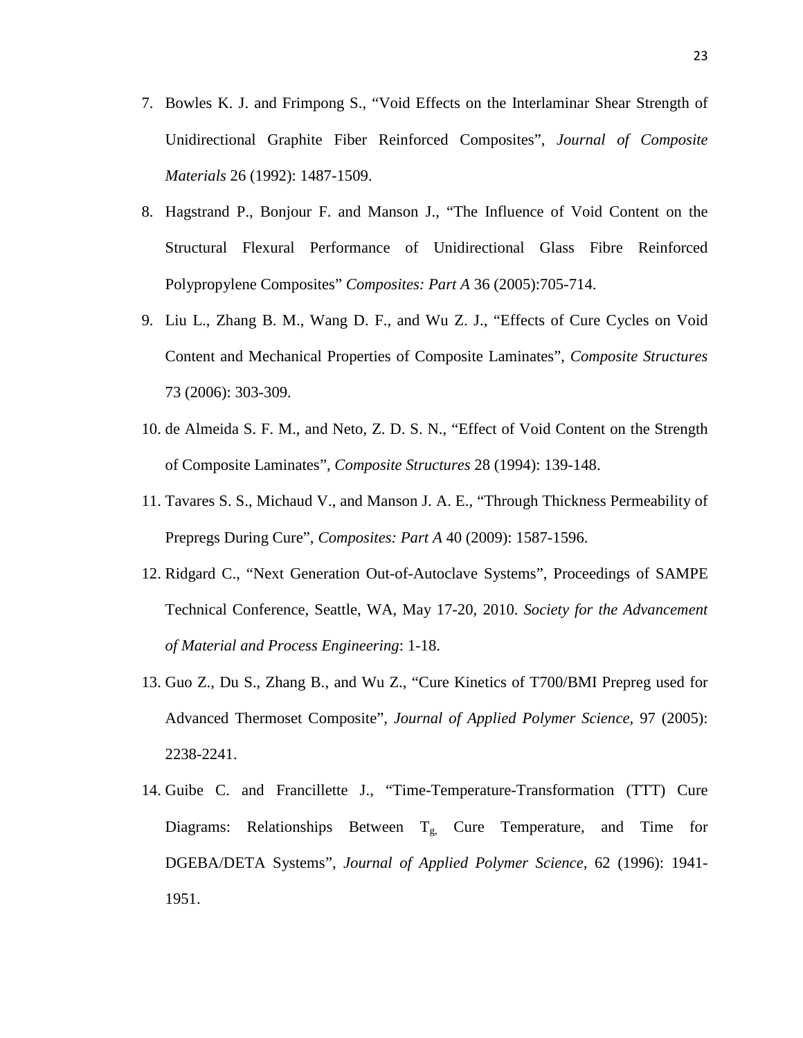7. Bowles K. J. and Frimpong S., "Void Effects on the Interlaminar Shear Strength of Unidirectional Graphite Fiber Reinforced Composites", *Journal of Composite Materials* 26 (1992): 1487-1509.

8. Hagstrand P., Bonjour F. and Manson J., "The Influence of Void Content on the Structural Flexural Performance of Unidirectional Glass Fibre Reinforced Polypropylene Composites" *Composites: Part A* 36 (2005):705-714.

9. Liu L., Zhang B. M., Wang D. F., and Wu Z. J., "Effects of Cure Cycles on Void Content and Mechanical Properties of Composite Laminates", *Composite Structures* 73 (2006): 303-309.

10. de Almeida S. F. M., and Neto, Z. D. S. N., "Effect of Void Content on the Strength of Composite Laminates", *Composite Structures* 28 (1994): 139-148.

11. Tavares S. S., Michaud V., and Manson J. A. E., "Through Thickness Permeability of Prepregs During Cure", *Composites: Part A* 40 (2009): 1587-1596.

12. Ridgard C., "Next Generation Out-of-Autoclave Systems", Proceedings of SAMPE Technical Conference, Seattle, WA, May 17-20, 2010. *Society for the Advancement of Material and Process Engineering*: 1-18.

13. Guo Z., Du S., Zhang B., and Wu Z., "Cure Kinetics of T700/BMI Prepreg used for Advanced Thermoset Composite", *Journal of Applied Polymer Science*, 97 (2005): 2238-2241.

14. Guibe C. and Francillette J., "Time-Temperature-Transformation (TTT) Cure Diagrams: Relationships Between $T_g$, Cure Temperature, and Time for DGEBA/DETA Systems", *Journal of Applied Polymer Science*, 62 (1996): 1941-1951.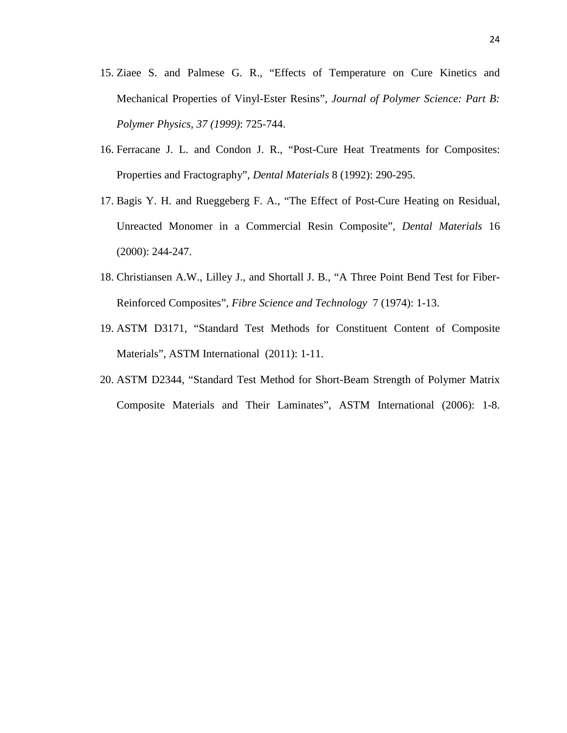15. Ziaee S. and Palmese G. R., "Effects of Temperature on Cure Kinetics and Mechanical Properties of Vinyl-Ester Resins", *Journal of Polymer Science: Part B: Polymer Physics, 37 (1999)*: 725-744.
16. Ferracane J. L. and Condon J. R., "Post-Cure Heat Treatments for Composites: Properties and Fractography", *Dental Materials* 8 (1992): 290-295.
17. Bagis Y. H. and Rueggeberg F. A., "The Effect of Post-Cure Heating on Residual, Unreacted Monomer in a Commercial Resin Composite", *Dental Materials* 16 (2000): 244-247.
18. Christiansen A.W., Lilley J., and Shortall J. B., "A Three Point Bend Test for Fiber-Reinforced Composites", *Fibre Science and Technology* 7 (1974): 1-13.
19. ASTM D3171, "Standard Test Methods for Constituent Content of Composite Materials", ASTM International (2011): 1-11.
20. ASTM D2344, "Standard Test Method for Short-Beam Strength of Polymer Matrix Composite Materials and Their Laminates", ASTM International (2006): 1-8.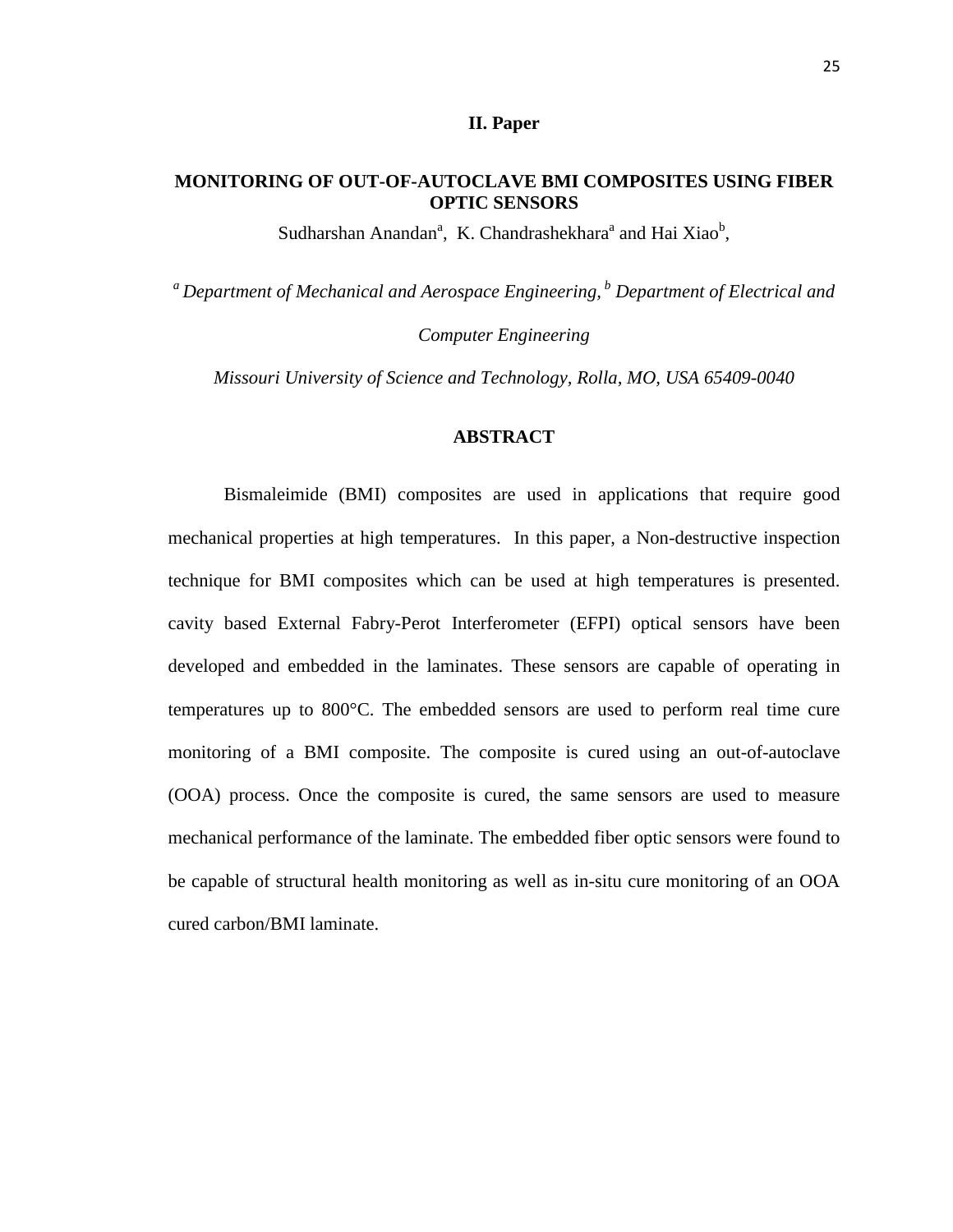## II. Paper

# MONITORING OF OUT-OF-AUTOCLAVE BMI COMPOSITES USING FIBER OPTIC SENSORS

Sudharshan Anandan[a], K. Chandrashekhara[a] and Hai Xiao[b],

*[a] Department of Mechanical and Aerospace Engineering, [b] Department of Electrical and Computer Engineering*

*Missouri University of Science and Technology, Rolla, MO, USA 65409-0040*

## ABSTRACT

Bismaleimide (BMI) composites are used in applications that require good mechanical properties at high temperatures. In this paper, a Non-destructive inspection technique for BMI composites which can be used at high temperatures is presented. cavity based External Fabry-Perot Interferometer (EFPI) optical sensors have been developed and embedded in the laminates. These sensors are capable of operating in temperatures up to 800°C. The embedded sensors are used to perform real time cure monitoring of a BMI composite. The composite is cured using an out-of-autoclave (OOA) process. Once the composite is cured, the same sensors are used to measure mechanical performance of the laminate. The embedded fiber optic sensors were found to be capable of structural health monitoring as well as in-situ cure monitoring of an OOA cured carbon/BMI laminate.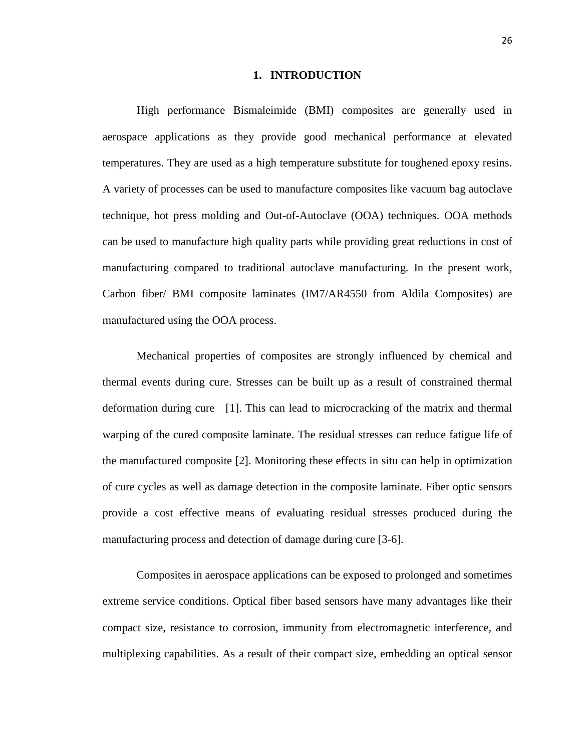# 1. INTRODUCTION

High performance Bismaleimide (BMI) composites are generally used in aerospace applications as they provide good mechanical performance at elevated temperatures. They are used as a high temperature substitute for toughened epoxy resins. A variety of processes can be used to manufacture composites like vacuum bag autoclave technique, hot press molding and Out-of-Autoclave (OOA) techniques. OOA methods can be used to manufacture high quality parts while providing great reductions in cost of manufacturing compared to traditional autoclave manufacturing. In the present work, Carbon fiber/ BMI composite laminates (IM7/AR4550 from Aldila Composites) are manufactured using the OOA process.

Mechanical properties of composites are strongly influenced by chemical and thermal events during cure. Stresses can be built up as a result of constrained thermal deformation during cure [1]. This can lead to microcracking of the matrix and thermal warping of the cured composite laminate. The residual stresses can reduce fatigue life of the manufactured composite [2]. Monitoring these effects in situ can help in optimization of cure cycles as well as damage detection in the composite laminate. Fiber optic sensors provide a cost effective means of evaluating residual stresses produced during the manufacturing process and detection of damage during cure [3-6].

Composites in aerospace applications can be exposed to prolonged and sometimes extreme service conditions. Optical fiber based sensors have many advantages like their compact size, resistance to corrosion, immunity from electromagnetic interference, and multiplexing capabilities. As a result of their compact size, embedding an optical sensor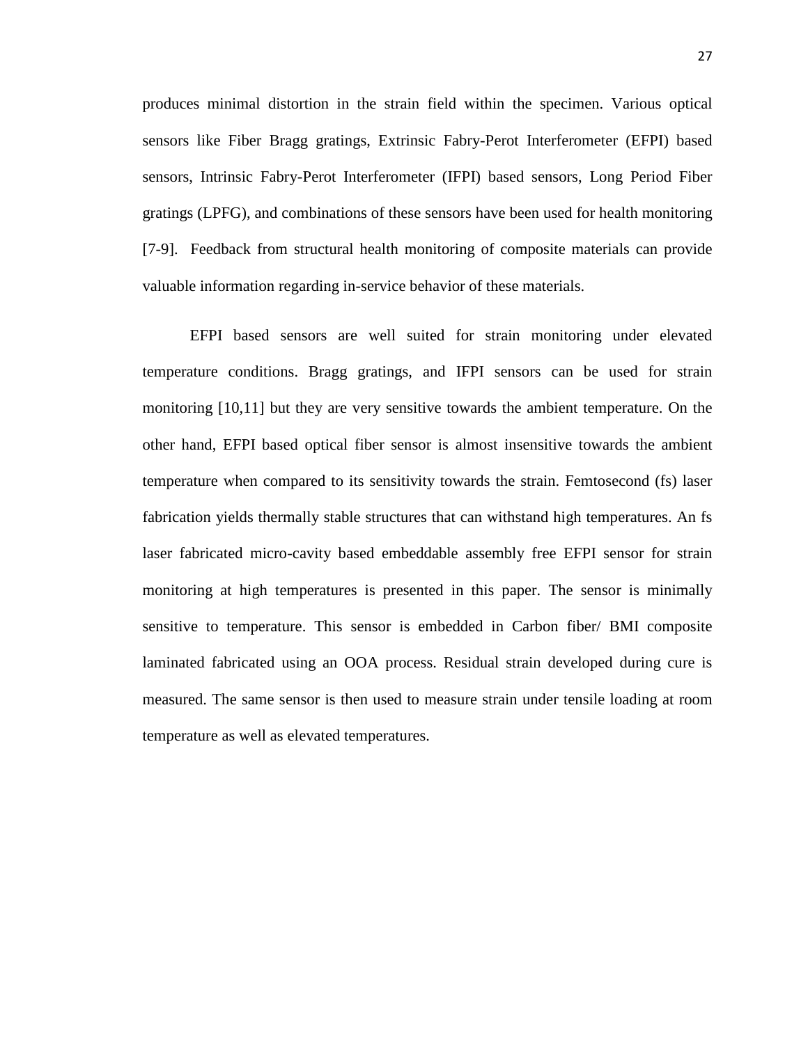produces minimal distortion in the strain field within the specimen. Various optical sensors like Fiber Bragg gratings, Extrinsic Fabry-Perot Interferometer (EFPI) based sensors, Intrinsic Fabry-Perot Interferometer (IFPI) based sensors, Long Period Fiber gratings (LPFG), and combinations of these sensors have been used for health monitoring [7-9]. Feedback from structural health monitoring of composite materials can provide valuable information regarding in-service behavior of these materials.

EFPI based sensors are well suited for strain monitoring under elevated temperature conditions. Bragg gratings, and IFPI sensors can be used for strain monitoring [10,11] but they are very sensitive towards the ambient temperature. On the other hand, EFPI based optical fiber sensor is almost insensitive towards the ambient temperature when compared to its sensitivity towards the strain. Femtosecond (fs) laser fabrication yields thermally stable structures that can withstand high temperatures. An fs laser fabricated micro-cavity based embeddable assembly free EFPI sensor for strain monitoring at high temperatures is presented in this paper. The sensor is minimally sensitive to temperature. This sensor is embedded in Carbon fiber/ BMI composite laminated fabricated using an OOA process. Residual strain developed during cure is measured. The same sensor is then used to measure strain under tensile loading at room temperature as well as elevated temperatures.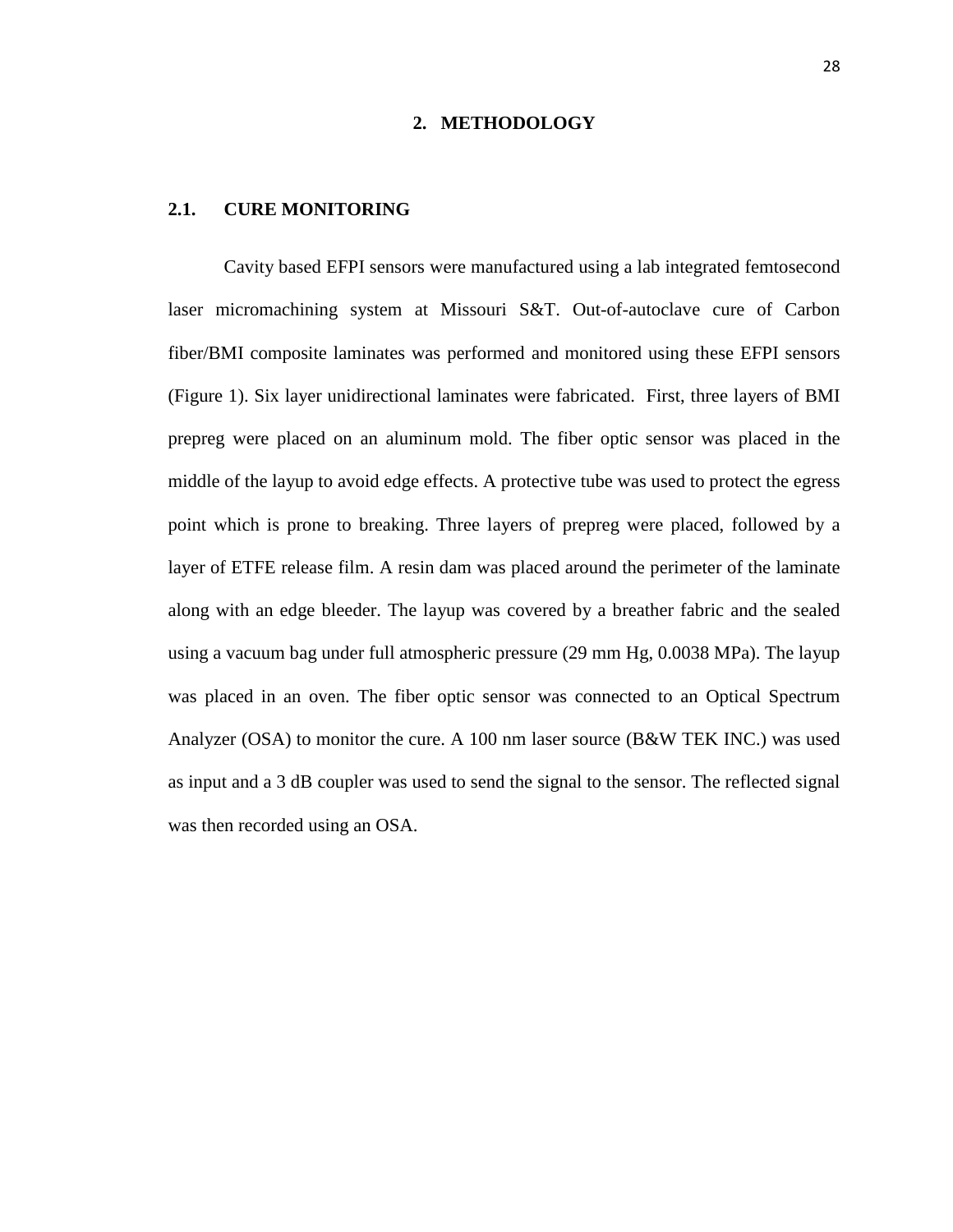## 2. METHODOLOGY

### 2.1. CURE MONITORING

Cavity based EFPI sensors were manufactured using a lab integrated femtosecond laser micromachining system at Missouri S&T. Out-of-autoclave cure of Carbon fiber/BMI composite laminates was performed and monitored using these EFPI sensors (Figure 1). Six layer unidirectional laminates were fabricated. First, three layers of BMI prepreg were placed on an aluminum mold. The fiber optic sensor was placed in the middle of the layup to avoid edge effects. A protective tube was used to protect the egress point which is prone to breaking. Three layers of prepreg were placed, followed by a layer of ETFE release film. A resin dam was placed around the perimeter of the laminate along with an edge bleeder. The layup was covered by a breather fabric and the sealed using a vacuum bag under full atmospheric pressure (29 mm Hg, 0.0038 MPa). The layup was placed in an oven. The fiber optic sensor was connected to an Optical Spectrum Analyzer (OSA) to monitor the cure. A 100 nm laser source (B&W TEK INC.) was used as input and a 3 dB coupler was used to send the signal to the sensor. The reflected signal was then recorded using an OSA.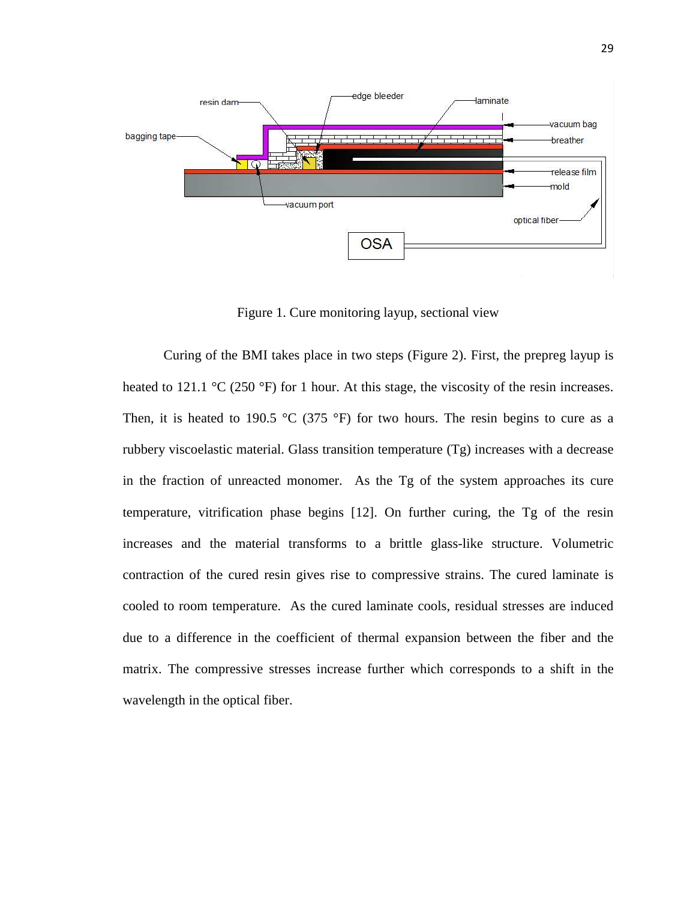Figure 1. Cure monitoring layup, sectional view

Curing of the BMI takes place in two steps (Figure 2). First, the prepreg layup is heated to 121.1 °C (250 °F) for 1 hour. At this stage, the viscosity of the resin increases. Then, it is heated to 190.5 °C (375 °F) for two hours. The resin begins to cure as a rubbery viscoelastic material. Glass transition temperature (Tg) increases with a decrease in the fraction of unreacted monomer. As the Tg of the system approaches its cure temperature, vitrification phase begins [12]. On further curing, the Tg of the resin increases and the material transforms to a brittle glass-like structure. Volumetric contraction of the cured resin gives rise to compressive strains. The cured laminate is cooled to room temperature. As the cured laminate cools, residual stresses are induced due to a difference in the coefficient of thermal expansion between the fiber and the matrix. The compressive stresses increase further which corresponds to a shift in the wavelength in the optical fiber.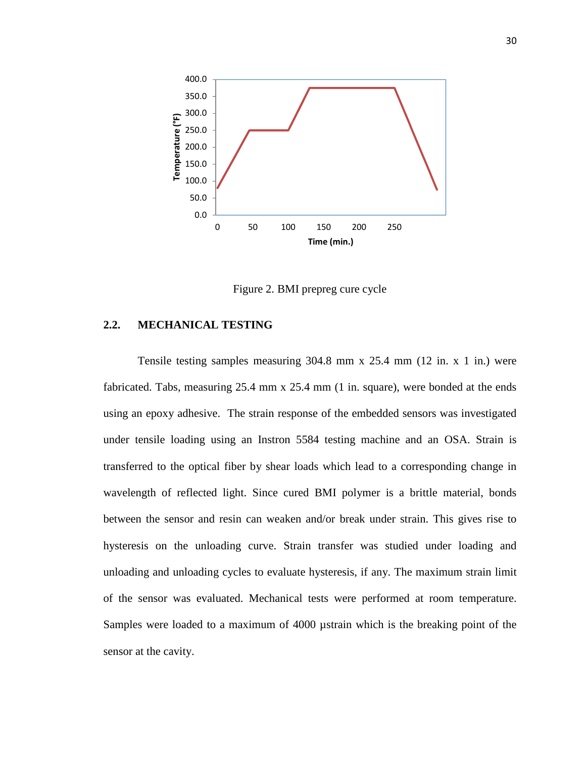Figure 2. BMI prepreg cure cycle

## 2.2. MECHANICAL TESTING

Tensile testing samples measuring 304.8 mm x 25.4 mm (12 in. x 1 in.) were fabricated. Tabs, measuring 25.4 mm x 25.4 mm (1 in. square), were bonded at the ends using an epoxy adhesive. The strain response of the embedded sensors was investigated under tensile loading using an Instron 5584 testing machine and an OSA. Strain is transferred to the optical fiber by shear loads which lead to a corresponding change in wavelength of reflected light. Since cured BMI polymer is a brittle material, bonds between the sensor and resin can weaken and/or break under strain. This gives rise to hysteresis on the unloading curve. Strain transfer was studied under loading and unloading and unloading cycles to evaluate hysteresis, if any. The maximum strain limit of the sensor was evaluated. Mechanical tests were performed at room temperature. Samples were loaded to a maximum of 4000 µstrain which is the breaking point of the sensor at the cavity.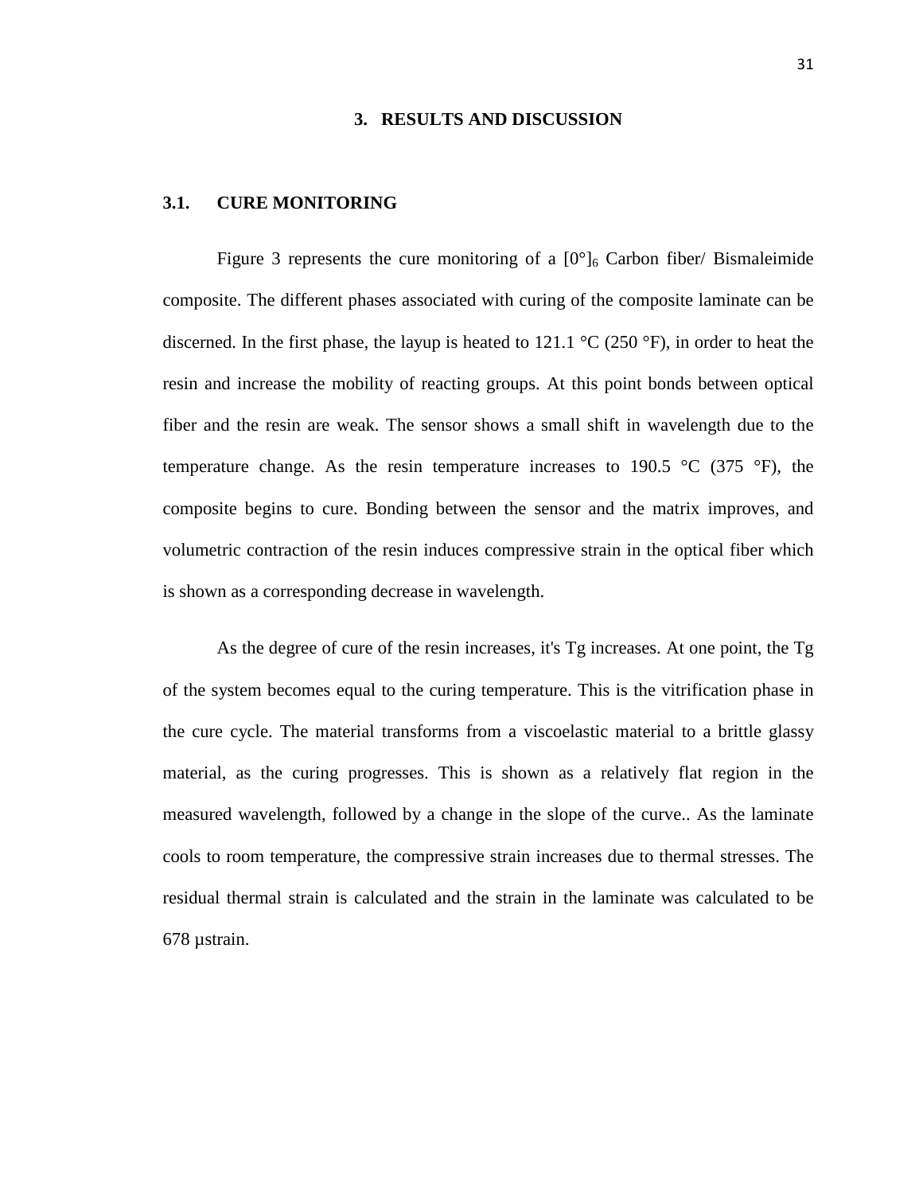# 3. RESULTS AND DISCUSSION

## 3.1. CURE MONITORING

Figure 3 represents the cure monitoring of a $[0°]_6$ Carbon fiber/ Bismaleimide composite. The different phases associated with curing of the composite laminate can be discerned. In the first phase, the layup is heated to 121.1 °C (250 °F), in order to heat the resin and increase the mobility of reacting groups. At this point bonds between optical fiber and the resin are weak. The sensor shows a small shift in wavelength due to the temperature change. As the resin temperature increases to 190.5 °C (375 °F), the composite begins to cure. Bonding between the sensor and the matrix improves, and volumetric contraction of the resin induces compressive strain in the optical fiber which is shown as a corresponding decrease in wavelength.

As the degree of cure of the resin increases, it's Tg increases. At one point, the Tg of the system becomes equal to the curing temperature. This is the vitrification phase in the cure cycle. The material transforms from a viscoelastic material to a brittle glassy material, as the curing progresses. This is shown as a relatively flat region in the measured wavelength, followed by a change in the slope of the curve.. As the laminate cools to room temperature, the compressive strain increases due to thermal stresses. The residual thermal strain is calculated and the strain in the laminate was calculated to be 678 µstrain.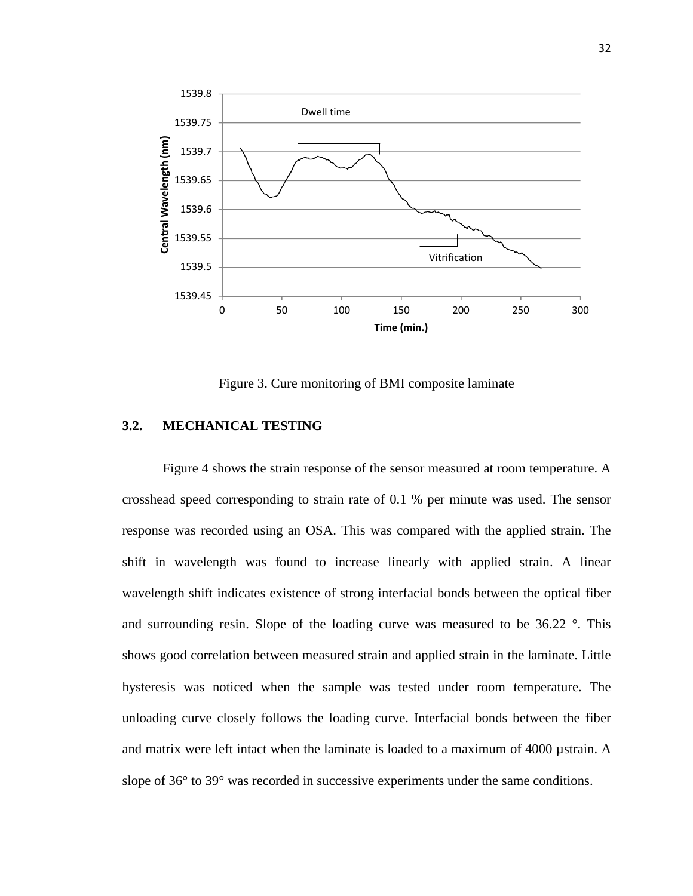Figure 3. Cure monitoring of BMI composite laminate

### 3.2. MECHANICAL TESTING

Figure 4 shows the strain response of the sensor measured at room temperature. A crosshead speed corresponding to strain rate of 0.1 % per minute was used. The sensor response was recorded using an OSA. This was compared with the applied strain. The shift in wavelength was found to increase linearly with applied strain. A linear wavelength shift indicates existence of strong interfacial bonds between the optical fiber and surrounding resin. Slope of the loading curve was measured to be 36.22 °. This shows good correlation between measured strain and applied strain in the laminate. Little hysteresis was noticed when the sample was tested under room temperature. The unloading curve closely follows the loading curve. Interfacial bonds between the fiber and matrix were left intact when the laminate is loaded to a maximum of 4000 µstrain. A slope of 36° to 39° was recorded in successive experiments under the same conditions.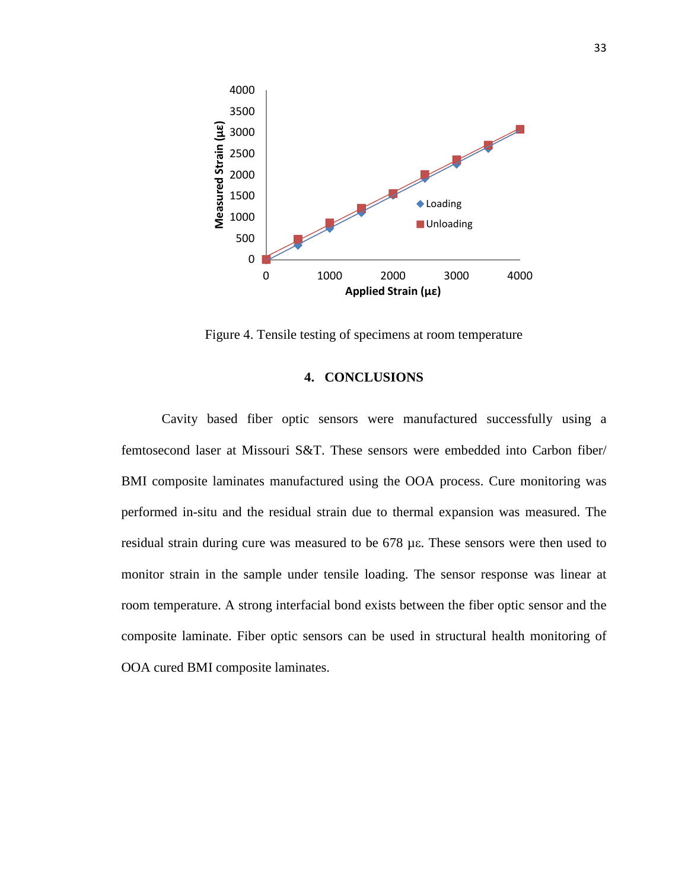Figure 4. Tensile testing of specimens at room temperature

## 4. CONCLUSIONS

Cavity based fiber optic sensors were manufactured successfully using a femtosecond laser at Missouri S&T. These sensors were embedded into Carbon fiber/ BMI composite laminates manufactured using the OOA process. Cure monitoring was performed in-situ and the residual strain due to thermal expansion was measured. The residual strain during cure was measured to be 678 με. These sensors were then used to monitor strain in the sample under tensile loading. The sensor response was linear at room temperature. A strong interfacial bond exists between the fiber optic sensor and the composite laminate. Fiber optic sensors can be used in structural health monitoring of OOA cured BMI composite laminates.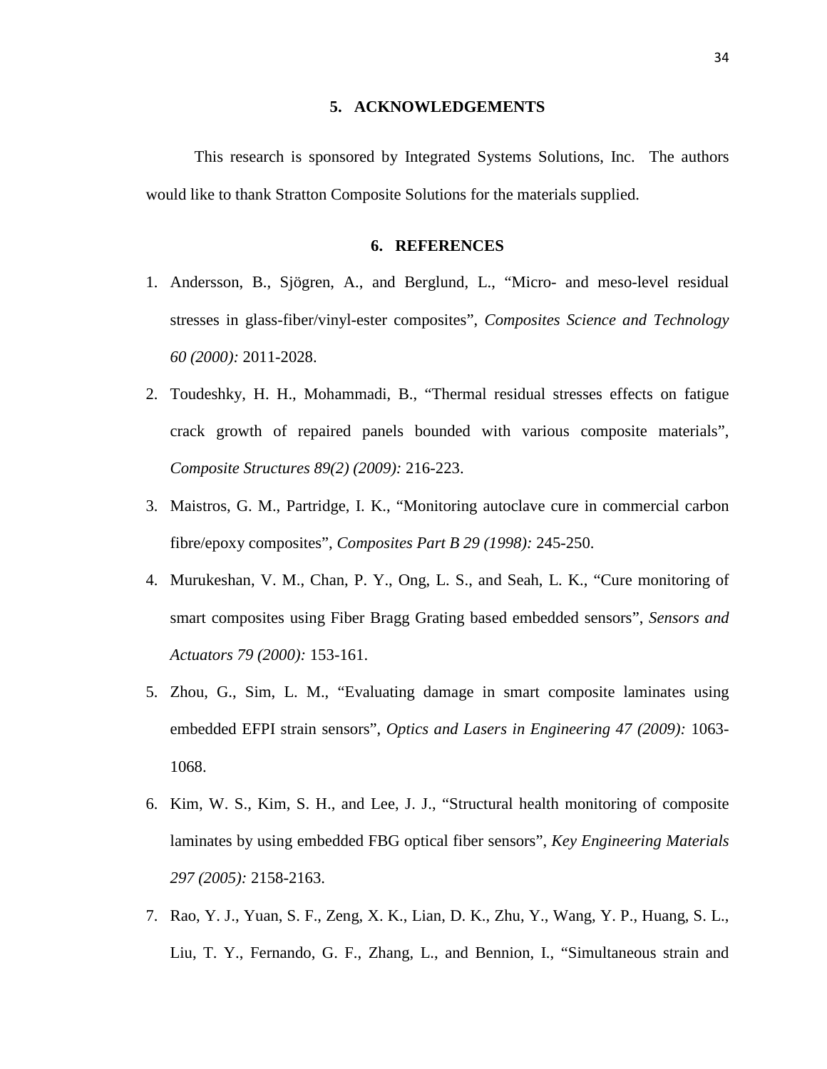## 5. ACKNOWLEDGEMENTS

This research is sponsored by Integrated Systems Solutions, Inc. The authors would like to thank Stratton Composite Solutions for the materials supplied.

## 6. REFERENCES

1. Andersson, B., Sjögren, A., and Berglund, L., "Micro- and meso-level residual stresses in glass-fiber/vinyl-ester composites", *Composites Science and Technology 60 (2000):* 2011-2028.
2. Toudeshky, H. H., Mohammadi, B., "Thermal residual stresses effects on fatigue crack growth of repaired panels bounded with various composite materials", *Composite Structures 89(2) (2009):* 216-223.
3. Maistros, G. M., Partridge, I. K., "Monitoring autoclave cure in commercial carbon fibre/epoxy composites", *Composites Part B 29 (1998):* 245-250.
4. Murukeshan, V. M., Chan, P. Y., Ong, L. S., and Seah, L. K., "Cure monitoring of smart composites using Fiber Bragg Grating based embedded sensors", *Sensors and Actuators 79 (2000):* 153-161.
5. Zhou, G., Sim, L. M., "Evaluating damage in smart composite laminates using embedded EFPI strain sensors", *Optics and Lasers in Engineering 47 (2009):* 1063-1068.
6. Kim, W. S., Kim, S. H., and Lee, J. J., "Structural health monitoring of composite laminates by using embedded FBG optical fiber sensors", *Key Engineering Materials 297 (2005):* 2158-2163.
7. Rao, Y. J., Yuan, S. F., Zeng, X. K., Lian, D. K., Zhu, Y., Wang, Y. P., Huang, S. L., Liu, T. Y., Fernando, G. F., Zhang, L., and Bennion, I., "Simultaneous strain and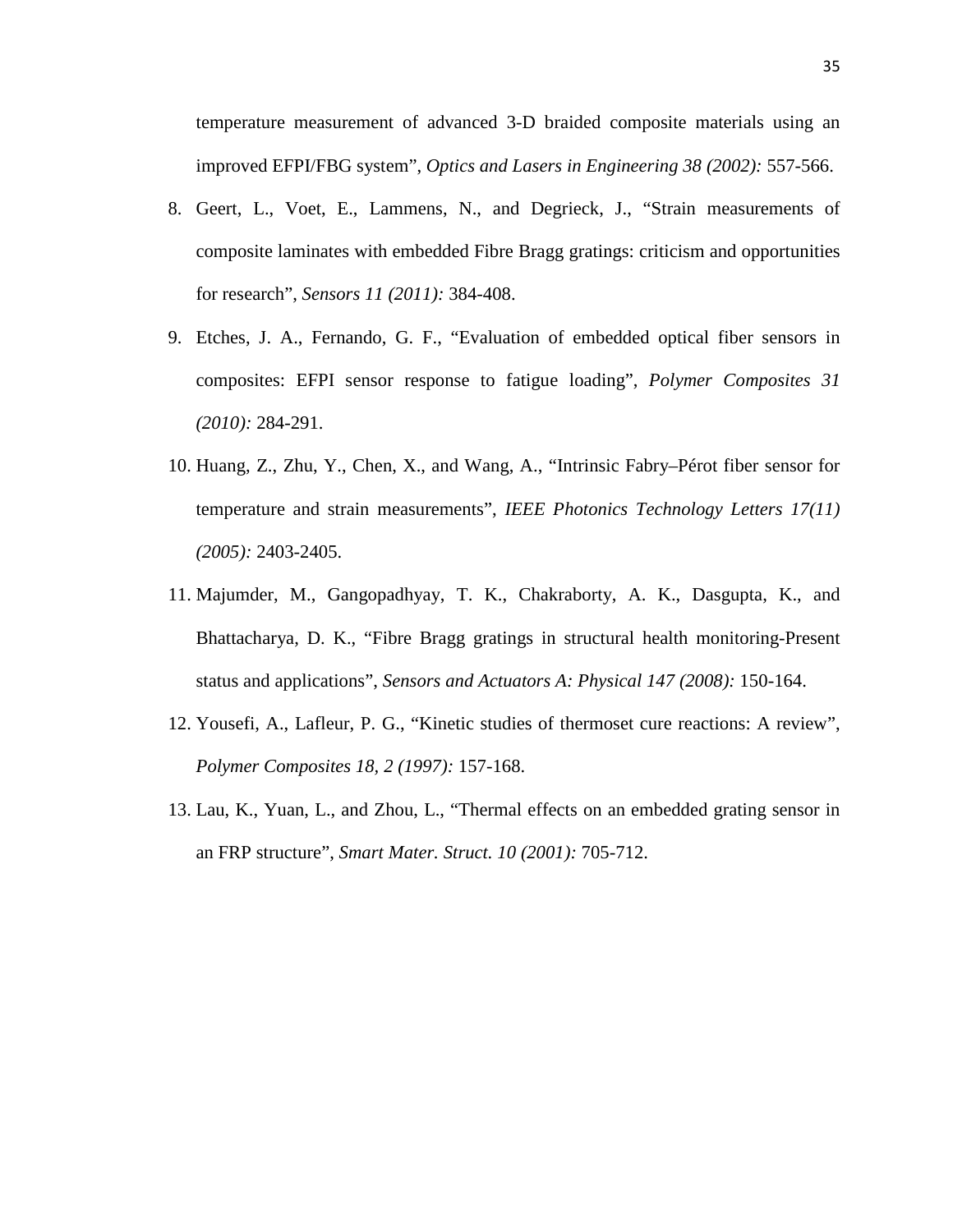temperature measurement of advanced 3-D braided composite materials using an improved EFPI/FBG system", *Optics and Lasers in Engineering 38 (2002):* 557-566.

8. Geert, L., Voet, E., Lammens, N., and Degrieck, J., "Strain measurements of composite laminates with embedded Fibre Bragg gratings: criticism and opportunities for research", *Sensors 11 (2011):* 384-408.
9. Etches, J. A., Fernando, G. F., "Evaluation of embedded optical fiber sensors in composites: EFPI sensor response to fatigue loading", *Polymer Composites 31 (2010):* 284-291.
10. Huang, Z., Zhu, Y., Chen, X., and Wang, A., "Intrinsic Fabry–Pérot fiber sensor for temperature and strain measurements", *IEEE Photonics Technology Letters 17(11) (2005):* 2403-2405.
11. Majumder, M., Gangopadhyay, T. K., Chakraborty, A. K., Dasgupta, K., and Bhattacharya, D. K., "Fibre Bragg gratings in structural health monitoring-Present status and applications", *Sensors and Actuators A: Physical 147 (2008):* 150-164.
12. Yousefi, A., Lafleur, P. G., "Kinetic studies of thermoset cure reactions: A review", *Polymer Composites 18, 2 (1997):* 157-168.
13. Lau, K., Yuan, L., and Zhou, L., "Thermal effects on an embedded grating sensor in an FRP structure", *Smart Mater. Struct. 10 (2001):* 705-712.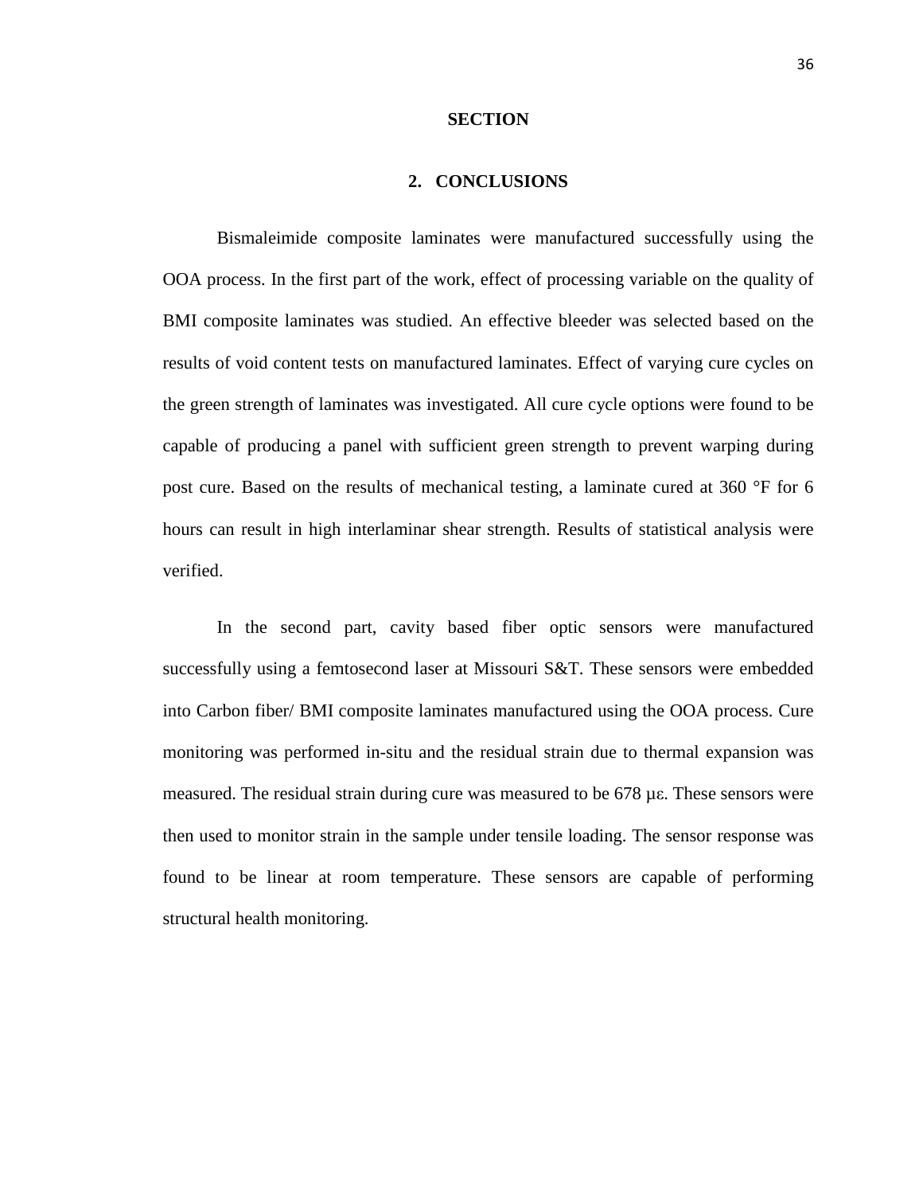# SECTION

## 2. CONCLUSIONS

Bismaleimide composite laminates were manufactured successfully using the OOA process. In the first part of the work, effect of processing variable on the quality of BMI composite laminates was studied. An effective bleeder was selected based on the results of void content tests on manufactured laminates. Effect of varying cure cycles on the green strength of laminates was investigated. All cure cycle options were found to be capable of producing a panel with sufficient green strength to prevent warping during post cure. Based on the results of mechanical testing, a laminate cured at 360 °F for 6 hours can result in high interlaminar shear strength. Results of statistical analysis were verified.

In the second part, cavity based fiber optic sensors were manufactured successfully using a femtosecond laser at Missouri S&T. These sensors were embedded into Carbon fiber/ BMI composite laminates manufactured using the OOA process. Cure monitoring was performed in-situ and the residual strain due to thermal expansion was measured. The residual strain during cure was measured to be 678 $\mu\varepsilon$. These sensors were then used to monitor strain in the sample under tensile loading. The sensor response was found to be linear at room temperature. These sensors are capable of performing structural health monitoring.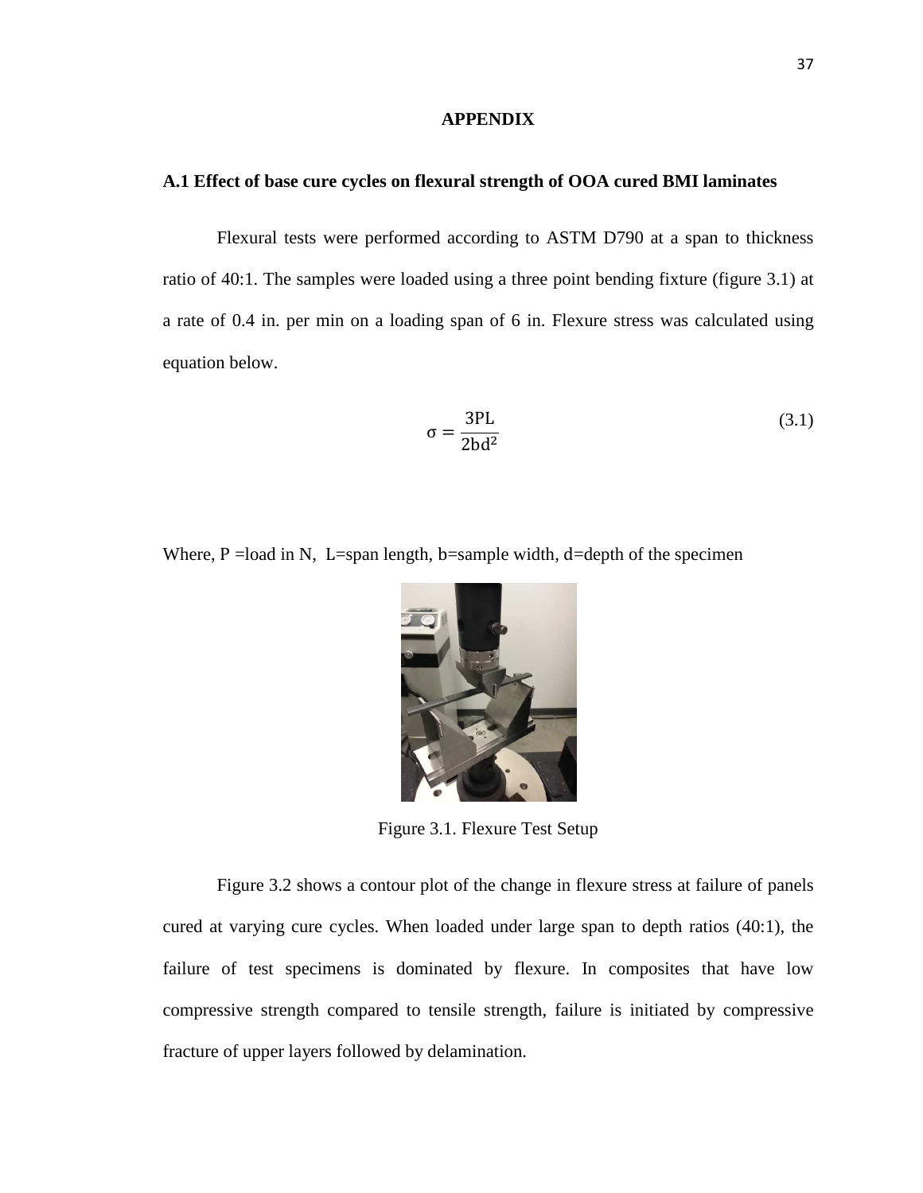# APPENDIX

## A.1 Effect of base cure cycles on flexural strength of OOA cured BMI laminates

Flexural tests were performed according to ASTM D790 at a span to thickness ratio of 40:1. The samples were loaded using a three point bending fixture (figure 3.1) at a rate of 0.4 in. per min on a loading span of 6 in. Flexure stress was calculated using equation below.

$$\sigma = \frac{3PL}{2bd^2} \tag{3.1}$$

Where, P =load in N, L=span length, b=sample width, d=depth of the specimen

Figure 3.1. Flexure Test Setup

Figure 3.2 shows a contour plot of the change in flexure stress at failure of panels cured at varying cure cycles. When loaded under large span to depth ratios (40:1), the failure of test specimens is dominated by flexure. In composites that have low compressive strength compared to tensile strength, failure is initiated by compressive fracture of upper layers followed by delamination.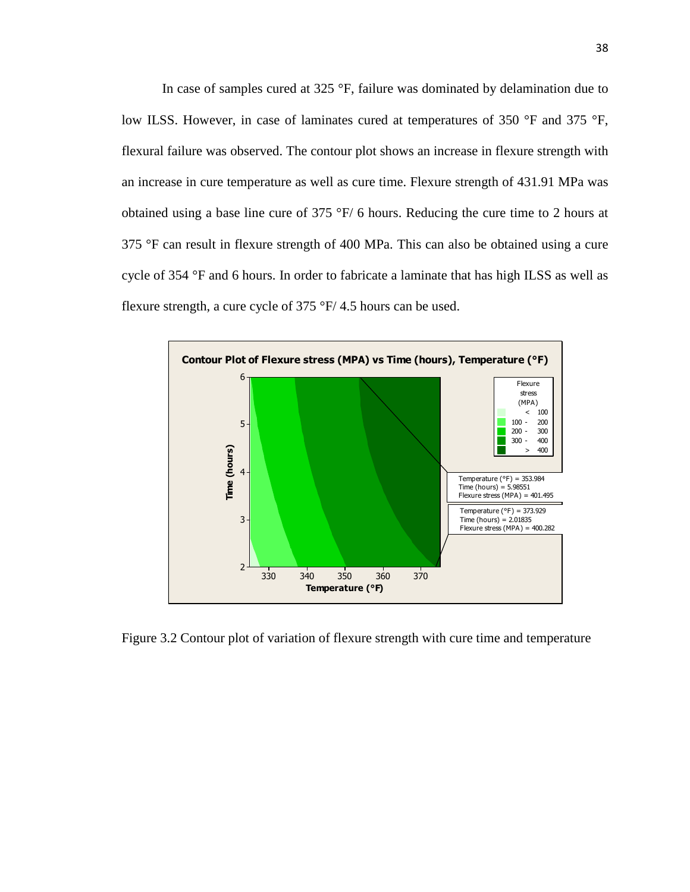In case of samples cured at 325 °F, failure was dominated by delamination due to low ILSS. However, in case of laminates cured at temperatures of 350 °F and 375 °F, flexural failure was observed. The contour plot shows an increase in flexure strength with an increase in cure temperature as well as cure time. Flexure strength of 431.91 MPa was obtained using a base line cure of 375 °F/ 6 hours. Reducing the cure time to 2 hours at 375 °F can result in flexure strength of 400 MPa. This can also be obtained using a cure cycle of 354 °F and 6 hours. In order to fabricate a laminate that has high ILSS as well as flexure strength, a cure cycle of 375 °F/ 4.5 hours can be used.

Figure 3.2 Contour plot of variation of flexure strength with cure time and temperature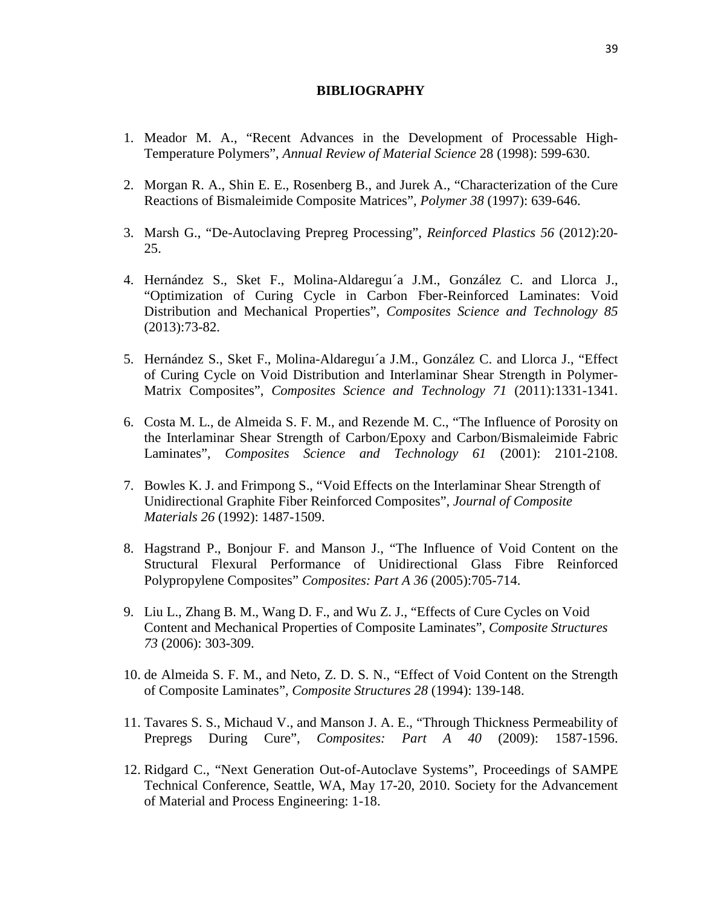# BIBLIOGRAPHY

1. Meador M. A., "Recent Advances in the Development of Processable High-Temperature Polymers", *Annual Review of Material Science* 28 (1998): 599-630.

2. Morgan R. A., Shin E. E., Rosenberg B., and Jurek A., "Characterization of the Cure Reactions of Bismaleimide Composite Matrices", *Polymer 38* (1997): 639-646.

3. Marsh G., "De-Autoclaving Prepreg Processing", *Reinforced Plastics 56* (2012):20-25.

4. Hernández S., Sket F., Molina-Aldareguı´a J.M., González C. and Llorca J., "Optimization of Curing Cycle in Carbon Fber-Reinforced Laminates: Void Distribution and Mechanical Properties", *Composites Science and Technology 85* (2013):73-82.

5. Hernández S., Sket F., Molina-Aldareguı´a J.M., González C. and Llorca J., "Effect of Curing Cycle on Void Distribution and Interlaminar Shear Strength in Polymer-Matrix Composites", *Composites Science and Technology 71* (2011):1331-1341.

6. Costa M. L., de Almeida S. F. M., and Rezende M. C., "The Influence of Porosity on the Interlaminar Shear Strength of Carbon/Epoxy and Carbon/Bismaleimide Fabric Laminates", *Composites Science and Technology 61* (2001): 2101-2108.

7. Bowles K. J. and Frimpong S., "Void Effects on the Interlaminar Shear Strength of Unidirectional Graphite Fiber Reinforced Composites", *Journal of Composite Materials 26* (1992): 1487-1509.

8. Hagstrand P., Bonjour F. and Manson J., "The Influence of Void Content on the Structural Flexural Performance of Unidirectional Glass Fibre Reinforced Polypropylene Composites" *Composites: Part A 36* (2005):705-714.

9. Liu L., Zhang B. M., Wang D. F., and Wu Z. J., "Effects of Cure Cycles on Void Content and Mechanical Properties of Composite Laminates", *Composite Structures 73* (2006): 303-309.

10. de Almeida S. F. M., and Neto, Z. D. S. N., "Effect of Void Content on the Strength of Composite Laminates", *Composite Structures 28* (1994): 139-148.

11. Tavares S. S., Michaud V., and Manson J. A. E., "Through Thickness Permeability of Prepregs During Cure", *Composites: Part A 40* (2009): 1587-1596.

12. Ridgard C., "Next Generation Out-of-Autoclave Systems", Proceedings of SAMPE Technical Conference, Seattle, WA, May 17-20, 2010. Society for the Advancement of Material and Process Engineering: 1-18.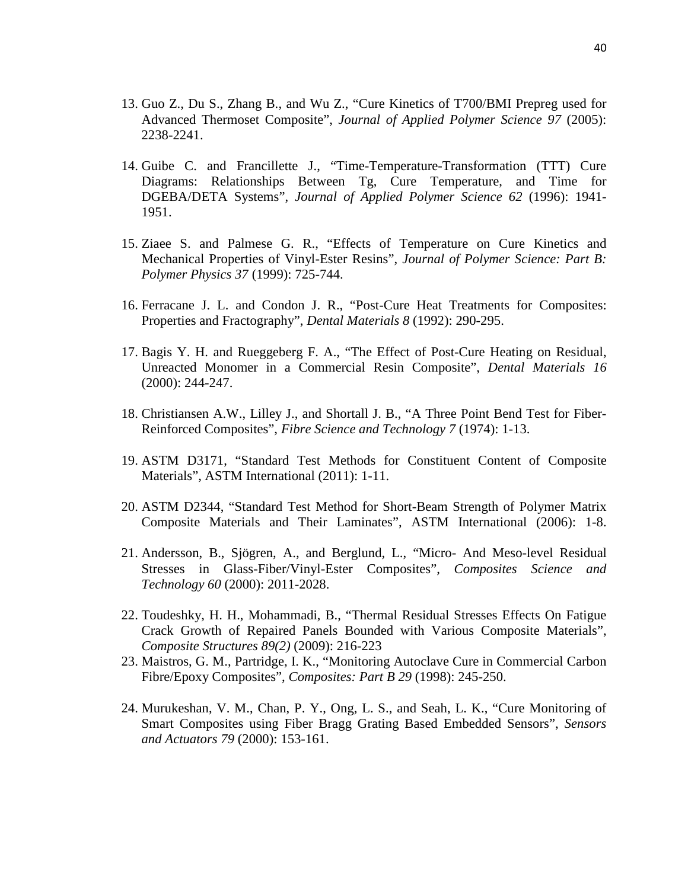13. Guo Z., Du S., Zhang B., and Wu Z., "Cure Kinetics of T700/BMI Prepreg used for Advanced Thermoset Composite", *Journal of Applied Polymer Science 97* (2005): 2238-2241.

14. Guibe C. and Francillette J., "Time-Temperature-Transformation (TTT) Cure Diagrams: Relationships Between Tg, Cure Temperature, and Time for DGEBA/DETA Systems", *Journal of Applied Polymer Science 62* (1996): 1941-1951.

15. Ziaee S. and Palmese G. R., "Effects of Temperature on Cure Kinetics and Mechanical Properties of Vinyl-Ester Resins", *Journal of Polymer Science: Part B: Polymer Physics 37* (1999): 725-744.

16. Ferracane J. L. and Condon J. R., "Post-Cure Heat Treatments for Composites: Properties and Fractography", *Dental Materials 8* (1992): 290-295.

17. Bagis Y. H. and Rueggeberg F. A., "The Effect of Post-Cure Heating on Residual, Unreacted Monomer in a Commercial Resin Composite", *Dental Materials 16* (2000): 244-247.

18. Christiansen A.W., Lilley J., and Shortall J. B., "A Three Point Bend Test for Fiber-Reinforced Composites", *Fibre Science and Technology 7* (1974): 1-13.

19. ASTM D3171, "Standard Test Methods for Constituent Content of Composite Materials", ASTM International (2011): 1-11.

20. ASTM D2344, "Standard Test Method for Short-Beam Strength of Polymer Matrix Composite Materials and Their Laminates", ASTM International (2006): 1-8.

21. Andersson, B., Sjögren, A., and Berglund, L., "Micro- And Meso-level Residual Stresses in Glass-Fiber/Vinyl-Ester Composites", *Composites Science and Technology 60* (2000): 2011-2028.

22. Toudeshky, H. H., Mohammadi, B., "Thermal Residual Stresses Effects On Fatigue Crack Growth of Repaired Panels Bounded with Various Composite Materials", *Composite Structures 89(2)* (2009): 216-223

23. Maistros, G. M., Partridge, I. K., "Monitoring Autoclave Cure in Commercial Carbon Fibre/Epoxy Composites", *Composites: Part B 29* (1998): 245-250.

24. Murukeshan, V. M., Chan, P. Y., Ong, L. S., and Seah, L. K., "Cure Monitoring of Smart Composites using Fiber Bragg Grating Based Embedded Sensors", *Sensors and Actuators 79* (2000): 153-161.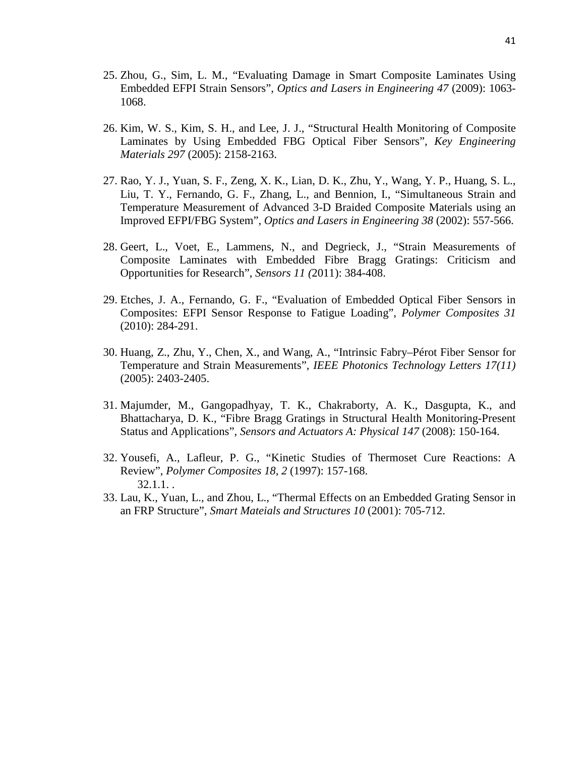25. Zhou, G., Sim, L. M., “Evaluating Damage in Smart Composite Laminates Using Embedded EFPI Strain Sensors”, *Optics and Lasers in Engineering 47* (2009): 1063-1068.

26. Kim, W. S., Kim, S. H., and Lee, J. J., “Structural Health Monitoring of Composite Laminates by Using Embedded FBG Optical Fiber Sensors”, *Key Engineering Materials 297* (2005): 2158-2163.

27. Rao, Y. J., Yuan, S. F., Zeng, X. K., Lian, D. K., Zhu, Y., Wang, Y. P., Huang, S. L., Liu, T. Y., Fernando, G. F., Zhang, L., and Bennion, I., “Simultaneous Strain and Temperature Measurement of Advanced 3-D Braided Composite Materials using an Improved EFPI/FBG System”, *Optics and Lasers in Engineering 38* (2002): 557-566.

28. Geert, L., Voet, E., Lammens, N., and Degrieck, J., “Strain Measurements of Composite Laminates with Embedded Fibre Bragg Gratings: Criticism and Opportunities for Research”, *Sensors 11 (*2011): 384-408.

29. Etches, J. A., Fernando, G. F., “Evaluation of Embedded Optical Fiber Sensors in Composites: EFPI Sensor Response to Fatigue Loading”, *Polymer Composites 31* (2010): 284-291.

30. Huang, Z., Zhu, Y., Chen, X., and Wang, A., “Intrinsic Fabry–Pérot Fiber Sensor for Temperature and Strain Measurements”, *IEEE Photonics Technology Letters 17(11)* (2005): 2403-2405.

31. Majumder, M., Gangopadhyay, T. K., Chakraborty, A. K., Dasgupta, K., and Bhattacharya, D. K., “Fibre Bragg Gratings in Structural Health Monitoring-Present Status and Applications”, *Sensors and Actuators A: Physical 147* (2008): 150-164.

32. Yousefi, A., Lafleur, P. G., “Kinetic Studies of Thermoset Cure Reactions: A Review”, *Polymer Composites 18, 2* (1997): 157-168.
    32.1.1. .

33. Lau, K., Yuan, L., and Zhou, L., “Thermal Effects on an Embedded Grating Sensor in an FRP Structure”, *Smart Mateials and Structures 10* (2001): 705-712.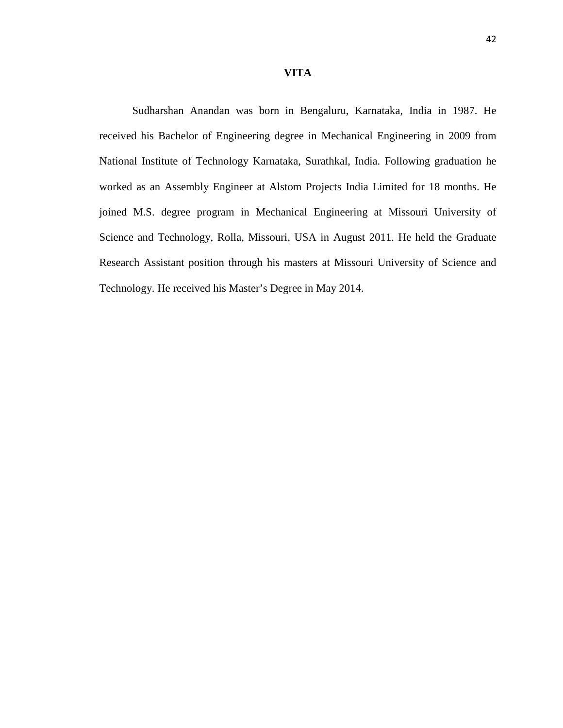# VITA

Sudharshan Anandan was born in Bengaluru, Karnataka, India in 1987. He received his Bachelor of Engineering degree in Mechanical Engineering in 2009 from National Institute of Technology Karnataka, Surathkal, India. Following graduation he worked as an Assembly Engineer at Alstom Projects India Limited for 18 months. He joined M.S. degree program in Mechanical Engineering at Missouri University of Science and Technology, Rolla, Missouri, USA in August 2011. He held the Graduate Research Assistant position through his masters at Missouri University of Science and Technology. He received his Master's Degree in May 2014.